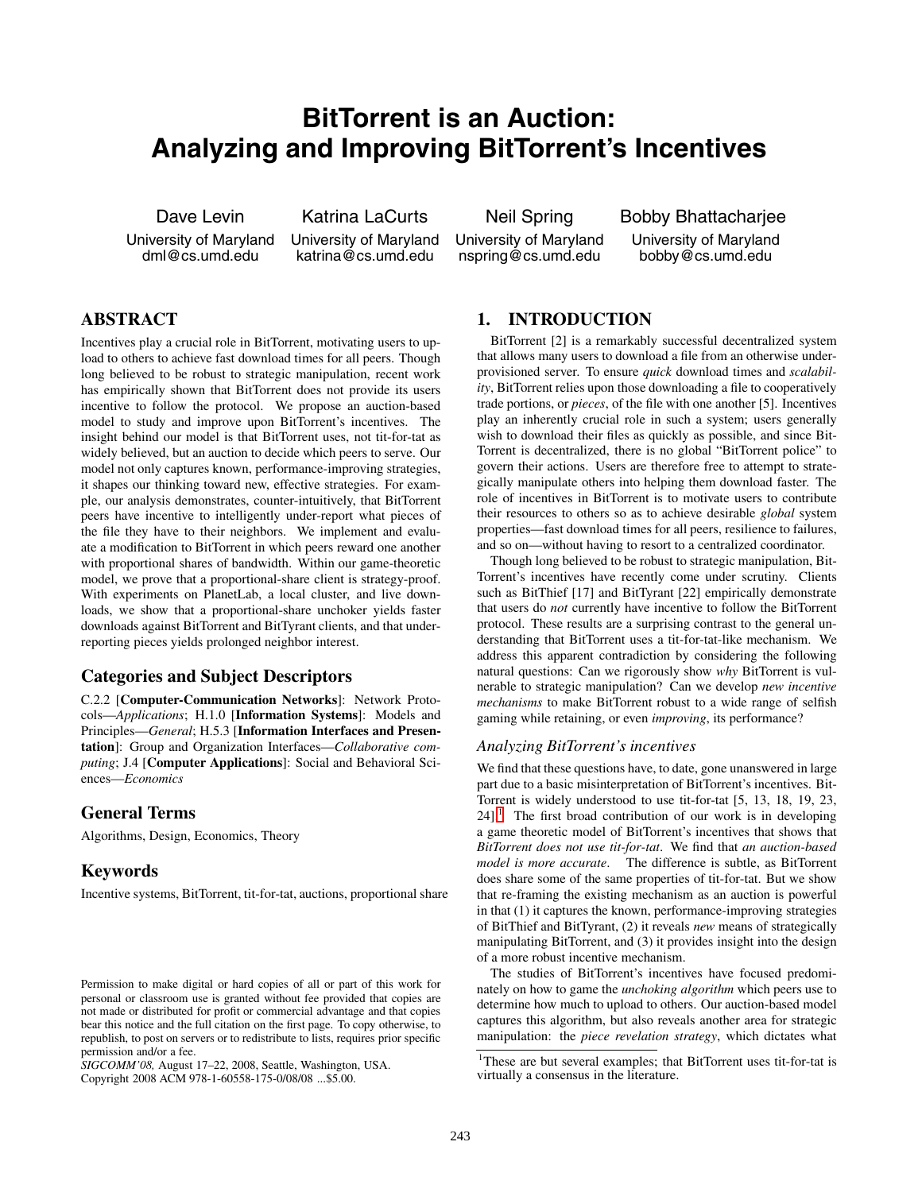# BitTorrent is an Auction: Analyzing and Improving BitTorrent's Incentives

Dave Levin
University of Maryland
dml@cs.umd.edu

Katrina LaCurts
University of Maryland
katrina@cs.umd.edu

Neil Spring
University of Maryland
nspring@cs.umd.edu

Bobby Bhattacharjee
University of Maryland
bobby@cs.umd.edu

## ABSTRACT

Incentives play a crucial role in BitTorrent, motivating users to upload to others to achieve fast download times for all peers. Though long believed to be robust to strategic manipulation, recent work has empirically shown that BitTorrent does not provide its users incentive to follow the protocol. We propose an auction-based model to study and improve upon BitTorrent's incentives. The insight behind our model is that BitTorrent uses, not tit-for-tat as widely believed, but an auction to decide which peers to serve. Our model not only captures known, performance-improving strategies, it shapes our thinking toward new, effective strategies. For example, our analysis demonstrates, counter-intuitively, that BitTorrent peers have incentive to intelligently under-report what pieces of the file they have to their neighbors. We implement and evaluate a modification to BitTorrent in which peers reward one another with proportional shares of bandwidth. Within our game-theoretic model, we prove that a proportional-share client is strategy-proof. With experiments on PlanetLab, a local cluster, and live downloads, we show that a proportional-share unchoker yields faster downloads against BitTorrent and BitTyrant clients, and that under-reporting pieces yields prolonged neighbor interest.

### Categories and Subject Descriptors

C.2.2 [**Computer-Communication Networks**]: Network Protocols—*Applications*; H.1.0 [**Information Systems**]: Models and Principles—*General*; H.5.3 [**Information Interfaces and Presentation**]: Group and Organization Interfaces—*Collaborative computing*; J.4 [**Computer Applications**]: Social and Behavioral Sciences—*Economics*

### General Terms

Algorithms, Design, Economics, Theory

### Keywords

Incentive systems, BitTorrent, tit-for-tat, auctions, proportional share

Permission to make digital or hard copies of all or part of this work for personal or classroom use is granted without fee provided that copies are not made or distributed for profit or commercial advantage and that copies bear this notice and the full citation on the first page. To copy otherwise, to republish, to post on servers or to redistribute to lists, requires prior specific permission and/or a fee.
*SIGCOMM'08,* August 17–22, 2008, Seattle, Washington, USA.
Copyright 2008 ACM 978-1-60558-175-0/08/08 ...$5.00.

## 1. INTRODUCTION

BitTorrent [2] is a remarkably successful decentralized system that allows many users to download a file from an otherwise under-provisioned server. To ensure *quick* download times and *scalability*, BitTorrent relies upon those downloading a file to cooperatively trade portions, or *pieces*, of the file with one another [5]. Incentives play an inherently crucial role in such a system; users generally wish to download their files as quickly as possible, and since BitTorrent is decentralized, there is no global "BitTorrent police" to govern their actions. Users are therefore free to attempt to strategically manipulate others into helping them download faster. The role of incentives in BitTorrent is to motivate users to contribute their resources to others so as to achieve desirable *global* system properties—fast download times for all peers, resilience to failures, and so on—without having to resort to a centralized coordinator.

Though long believed to be robust to strategic manipulation, BitTorrent's incentives have recently come under scrutiny. Clients such as BitThief [17] and BitTyrant [22] empirically demonstrate that users do *not* currently have incentive to follow the BitTorrent protocol. These results are a surprising contrast to the general understanding that BitTorrent uses a tit-for-tat-like mechanism. We address this apparent contradiction by considering the following natural questions: Can we rigorously show *why* BitTorrent is vulnerable to strategic manipulation? Can we develop *new incentive mechanisms* to make BitTorrent robust to a wide range of selfish gaming while retaining, or even *improving*, its performance?

### *Analyzing BitTorrent's incentives*

We find that these questions have, to date, gone unanswered in large part due to a basic misinterpretation of BitTorrent's incentives. BitTorrent is widely understood to use tit-for-tat [5, 13, 18, 19, 23, 24].[1] The first broad contribution of our work is in developing a game theoretic model of BitTorrent's incentives that shows that *BitTorrent does not use tit-for-tat*. We find that *an auction-based model is more accurate*. The difference is subtle, as BitTorrent does share some of the same properties of tit-for-tat. But we show that re-framing the existing mechanism as an auction is powerful in that (1) it captures the known, performance-improving strategies of BitThief and BitTyrant, (2) it reveals *new* means of strategically manipulating BitTorrent, and (3) it provides insight into the design of a more robust incentive mechanism.

The studies of BitTorrent's incentives have focused predominately on how to game the *unchoking algorithm* which peers use to determine how much to upload to others. Our auction-based model captures this algorithm, but also reveals another area for strategic manipulation: the *piece revelation strategy*, which dictates what

[1] These are but several examples; that BitTorrent uses tit-for-tat is virtually a consensus in the literature.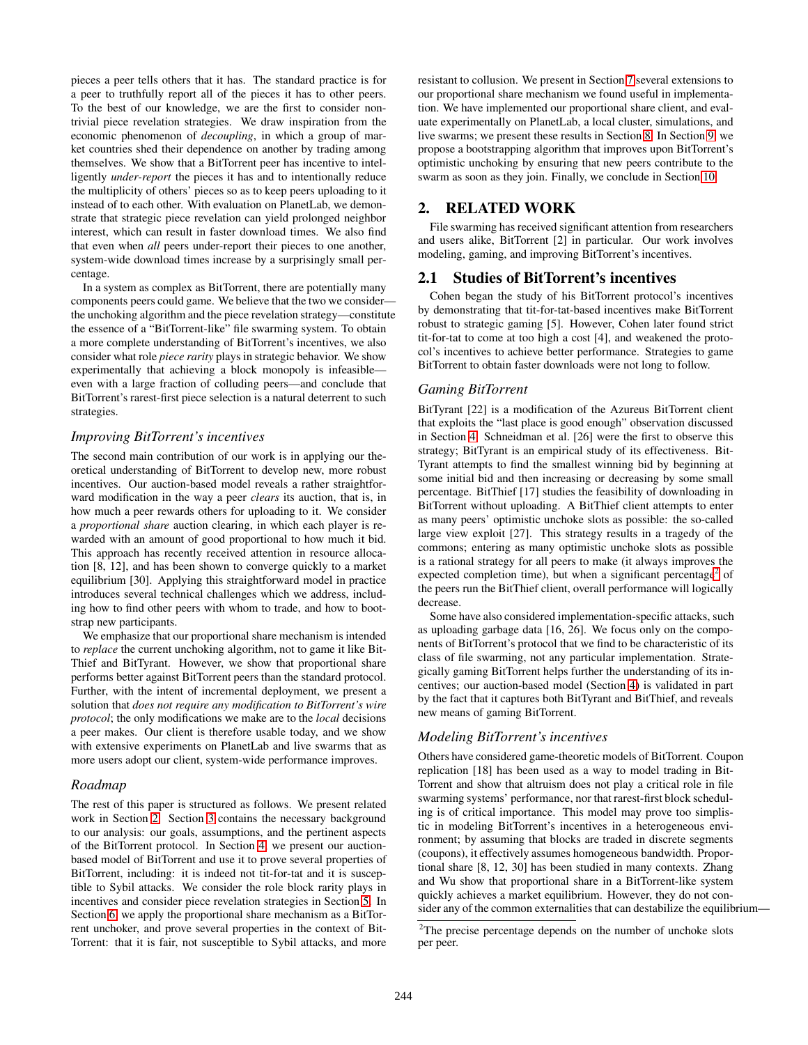pieces a peer tells others that it has. The standard practice is for a peer to truthfully report all of the pieces it has to other peers. To the best of our knowledge, we are the first to consider non-trivial piece revelation strategies. We draw inspiration from the economic phenomenon of *decoupling*, in which a group of market countries shed their dependence on another by trading among themselves. We show that a BitTorrent peer has incentive to intelligently *under-report* the pieces it has and to intentionally reduce the multiplicity of others' pieces so as to keep peers uploading to it instead of to each other. With evaluation on PlanetLab, we demonstrate that strategic piece revelation can yield prolonged neighbor interest, which can result in faster download times. We also find that even when *all* peers under-report their pieces to one another, system-wide download times increase by a surprisingly small percentage.

In a system as complex as BitTorrent, there are potentially many components peers could game. We believe that the two we consider—the unchoking algorithm and the piece revelation strategy—constitute the essence of a "BitTorrent-like" file swarming system. To obtain a more complete understanding of BitTorrent's incentives, we also consider what role *piece rarity* plays in strategic behavior. We show experimentally that achieving a block monopoly is infeasible—even with a large fraction of colluding peers—and conclude that BitTorrent's rarest-first piece selection is a natural deterrent to such strategies.

### *Improving BitTorrent's incentives*

The second main contribution of our work is in applying our theoretical understanding of BitTorrent to develop new, more robust incentives. Our auction-based model reveals a rather straightforward modification in the way a peer *clears* its auction, that is, in how much a peer rewards others for uploading to it. We consider a *proportional share* auction clearing, in which each player is rewarded with an amount of good proportional to how much it bid. This approach has recently received attention in resource allocation [8, 12], and has been shown to converge quickly to a market equilibrium [30]. Applying this straightforward model in practice introduces several technical challenges which we address, including how to find other peers with whom to trade, and how to bootstrap new participants.

We emphasize that our proportional share mechanism is intended to *replace* the current unchoking algorithm, not to game it like BitThief and BitTyrant. However, we show that proportional share performs better against BitTorrent peers than the standard protocol. Further, with the intent of incremental deployment, we present a solution that *does not require any modification to BitTorrent's wire protocol*; the only modifications we make are to the *local* decisions a peer makes. Our client is therefore usable today, and we show with extensive experiments on PlanetLab and live swarms that as more users adopt our client, system-wide performance improves.

### *Roadmap*

The rest of this paper is structured as follows. We present related work in Section 2. Section 3 contains the necessary background to our analysis: our goals, assumptions, and the pertinent aspects of the BitTorrent protocol. In Section 4, we present our auction-based model of BitTorrent and use it to prove several properties of BitTorrent, including: it is indeed not tit-for-tat and it is susceptible to Sybil attacks. We consider the role block rarity plays in incentives and consider piece revelation strategies in Section 5. In Section 6, we apply the proportional share mechanism as a BitTorrent unchoker, and prove several properties in the context of BitTorrent: that it is fair, not susceptible to Sybil attacks, and more resistant to collusion. We present in Section 7 several extensions to our proportional share mechanism we found useful in implementation. We have implemented our proportional share client, and evaluate experimentally on PlanetLab, a local cluster, simulations, and live swarms; we present these results in Section 8. In Section 9, we propose a bootstrapping algorithm that improves upon BitTorrent's optimistic unchoking by ensuring that new peers contribute to the swarm as soon as they join. Finally, we conclude in Section 10.

## 2. RELATED WORK

File swarming has received significant attention from researchers and users alike, BitTorrent [2] in particular. Our work involves modeling, gaming, and improving BitTorrent's incentives.

## 2.1 Studies of BitTorrent's incentives

Cohen began the study of his BitTorrent protocol's incentives by demonstrating that tit-for-tat-based incentives make BitTorrent robust to strategic gaming [5]. However, Cohen later found strict tit-for-tat to come at too high a cost [4], and weakened the protocol's incentives to achieve better performance. Strategies to game BitTorrent to obtain faster downloads were not long to follow.

### *Gaming BitTorrent*

BitTyrant [22] is a modification of the Azureus BitTorrent client that exploits the "last place is good enough" observation discussed in Section 4. Schneidman et al. [26] were the first to observe this strategy; BitTyrant is an empirical study of its effectiveness. BitTyrant attempts to find the smallest winning bid by beginning at some initial bid and then increasing or decreasing by some small percentage. BitThief [17] studies the feasibility of downloading in BitTorrent without uploading. A BitThief client attempts to enter as many peers' optimistic unchoke slots as possible: the so-called large view exploit [27]. This strategy results in a tragedy of the commons; entering as many optimistic unchoke slots as possible is a rational strategy for all peers to make (it always improves the expected completion time), but when a significant percentage[2] of the peers run the BitThief client, overall performance will logically decrease.

Some have also considered implementation-specific attacks, such as uploading garbage data [16, 26]. We focus only on the components of BitTorrent's protocol that we find to be characteristic of its class of file swarming, not any particular implementation. Strategically gaming BitTorrent helps further the understanding of its incentives; our auction-based model (Section 4) is validated in part by the fact that it captures both BitTyrant and BitThief, and reveals new means of gaming BitTorrent.

### *Modeling BitTorrent's incentives*

Others have considered game-theoretic models of BitTorrent. Coupon replication [18] has been used as a way to model trading in BitTorrent and show that altruism does not play a critical role in file swarming systems' performance, nor that rarest-first block scheduling is of critical importance. This model may prove too simplistic in modeling BitTorrent's incentives in a heterogeneous environment; by assuming that blocks are traded in discrete segments (coupons), it effectively assumes homogeneous bandwidth. Proportional share [8, 12, 30] has been studied in many contexts. Zhang and Wu show that proportional share in a BitTorrent-like system quickly achieves a market equilibrium. However, they do not consider any of the common externalities that can destabilize the equilibrium—

[2] The precise percentage depends on the number of unchoke slots per peer.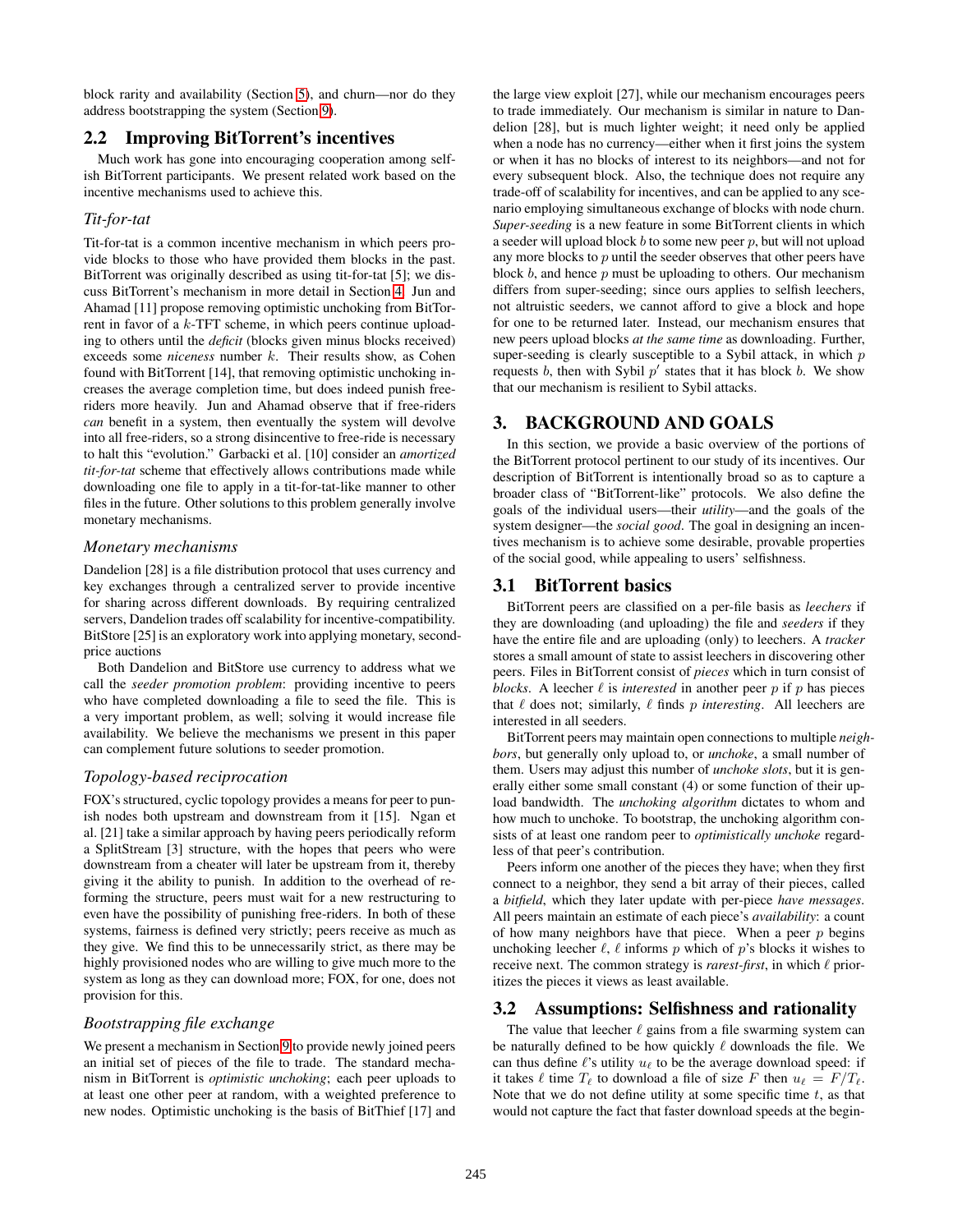block rarity and availability (Section 5), and churn—nor do they address bootstrapping the system (Section 9).

## 2.2 Improving BitTorrent's incentives

Much work has gone into encouraging cooperation among selfish BitTorrent participants. We present related work based on the incentive mechanisms used to achieve this.

### *Tit-for-tat*

Tit-for-tat is a common incentive mechanism in which peers provide blocks to those who have provided them blocks in the past. BitTorrent was originally described as using tit-for-tat [5]; we discuss BitTorrent's mechanism in more detail in Section 4. Jun and Ahamad [11] propose removing optimistic unchoking from BitTorrent in favor of a $k$-TFT scheme, in which peers continue uploading to others until the *deficit* (blocks given minus blocks received) exceeds some *niceness* number $k$. Their results show, as Cohen found with BitTorrent [14], that removing optimistic unchoking increases the average completion time, but does indeed punish free-riders more heavily. Jun and Ahamad observe that if free-riders *can* benefit in a system, then eventually the system will devolve into all free-riders, so a strong disincentive to free-ride is necessary to halt this "evolution." Garbacki et al. [10] consider an *amortized tit-for-tat* scheme that effectively allows contributions made while downloading one file to apply in a tit-for-tat-like manner to other files in the future. Other solutions to this problem generally involve monetary mechanisms.

### *Monetary mechanisms*

Dandelion [28] is a file distribution protocol that uses currency and key exchanges through a centralized server to provide incentive for sharing across different downloads. By requiring centralized servers, Dandelion trades off scalability for incentive-compatibility. BitStore [25] is an exploratory work into applying monetary, second-price auctions

Both Dandelion and BitStore use currency to address what we call the *seeder promotion problem*: providing incentive to peers who have completed downloading a file to seed the file. This is a very important problem, as well; solving it would increase file availability. We believe the mechanisms we present in this paper can complement future solutions to seeder promotion.

### *Topology-based reciprocation*

FOX's structured, cyclic topology provides a means for peer to punish nodes both upstream and downstream from it [15]. Ngan et al. [21] take a similar approach by having peers periodically reform a SplitStream [3] structure, with the hopes that peers who were downstream from a cheater will later be upstream from it, thereby giving it the ability to punish. In addition to the overhead of reforming the structure, peers must wait for a new restructuring to even have the possibility of punishing free-riders. In both of these systems, fairness is defined very strictly; peers receive as much as they give. We find this to be unnecessarily strict, as there may be highly provisioned nodes who are willing to give much more to the system as long as they can download more; FOX, for one, does not provision for this.

### *Bootstrapping file exchange*

We present a mechanism in Section 9 to provide newly joined peers an initial set of pieces of the file to trade. The standard mechanism in BitTorrent is *optimistic unchoking*; each peer uploads to at least one other peer at random, with a weighted preference to new nodes. Optimistic unchoking is the basis of BitThief [17] and the large view exploit [27], while our mechanism encourages peers to trade immediately. Our mechanism is similar in nature to Dandelion [28], but is much lighter weight; it need only be applied when a node has no currency—either when it first joins the system or when it has no blocks of interest to its neighbors—and not for every subsequent block. Also, the technique does not require any trade-off of scalability for incentives, and can be applied to any scenario employing simultaneous exchange of blocks with node churn. *Super-seeding* is a new feature in some BitTorrent clients in which a seeder will upload block $b$ to some new peer $p$, but will not upload any more blocks to $p$ until the seeder observes that other peers have block $b$, and hence $p$ must be uploading to others. Our mechanism differs from super-seeding; since ours applies to selfish leechers, not altruistic seeders, we cannot afford to give a block and hope for one to be returned later. Instead, our mechanism ensures that new peers upload blocks *at the same time* as downloading. Further, super-seeding is clearly susceptible to a Sybil attack, in which $p$ requests $b$, then with Sybil $p'$ states that it has block $b$. We show that our mechanism is resilient to Sybil attacks.

# 3. BACKGROUND AND GOALS

In this section, we provide a basic overview of the portions of the BitTorrent protocol pertinent to our study of its incentives. Our description of BitTorrent is intentionally broad so as to capture a broader class of "BitTorrent-like" protocols. We also define the goals of the individual users—their *utility*—and the goals of the system designer—the *social good*. The goal in designing an incentives mechanism is to achieve some desirable, provable properties of the social good, while appealing to users' selfishness.

## 3.1 BitTorrent basics

BitTorrent peers are classified on a per-file basis as *leechers* if they are downloading (and uploading) the file and *seeders* if they have the entire file and are uploading (only) to leechers. A *tracker* stores a small amount of state to assist leechers in discovering other peers. Files in BitTorrent consist of *pieces* which in turn consist of *blocks*. A leecher $\ell$ is *interested* in another peer $p$ if $p$ has pieces that $\ell$ does not; similarly, $\ell$ finds $p$ *interesting*. All leechers are interested in all seeders.

BitTorrent peers may maintain open connections to multiple *neighbors*, but generally only upload to, or *unchoke*, a small number of them. Users may adjust this number of *unchoke slots*, but it is generally either some small constant (4) or some function of their upload bandwidth. The *unchoking algorithm* dictates to whom and how much to unchoke. To bootstrap, the unchoking algorithm consists of at least one random peer to *optimistically unchoke* regardless of that peer's contribution.

Peers inform one another of the pieces they have; when they first connect to a neighbor, they send a bit array of their pieces, called a *bitfield*, which they later update with per-piece *have messages*. All peers maintain an estimate of each piece's *availability*: a count of how many neighbors have that piece. When a peer $p$ begins unchoking leecher $\ell$, $\ell$ informs $p$ which of $p$'s blocks it wishes to receive next. The common strategy is *rarest-first*, in which $\ell$ prioritizes the pieces it views as least available.

## 3.2 Assumptions: Selfishness and rationality

The value that leecher $\ell$ gains from a file swarming system can be naturally defined to be how quickly $\ell$ downloads the file. We can thus define $\ell$'s utility $u_\ell$ to be the average download speed: if it takes $\ell$ time $T_\ell$ to download a file of size $F$ then $u_\ell = F/T_\ell$. Note that we do not define utility at some specific time $t$, as that would not capture the fact that faster download speeds at the begin-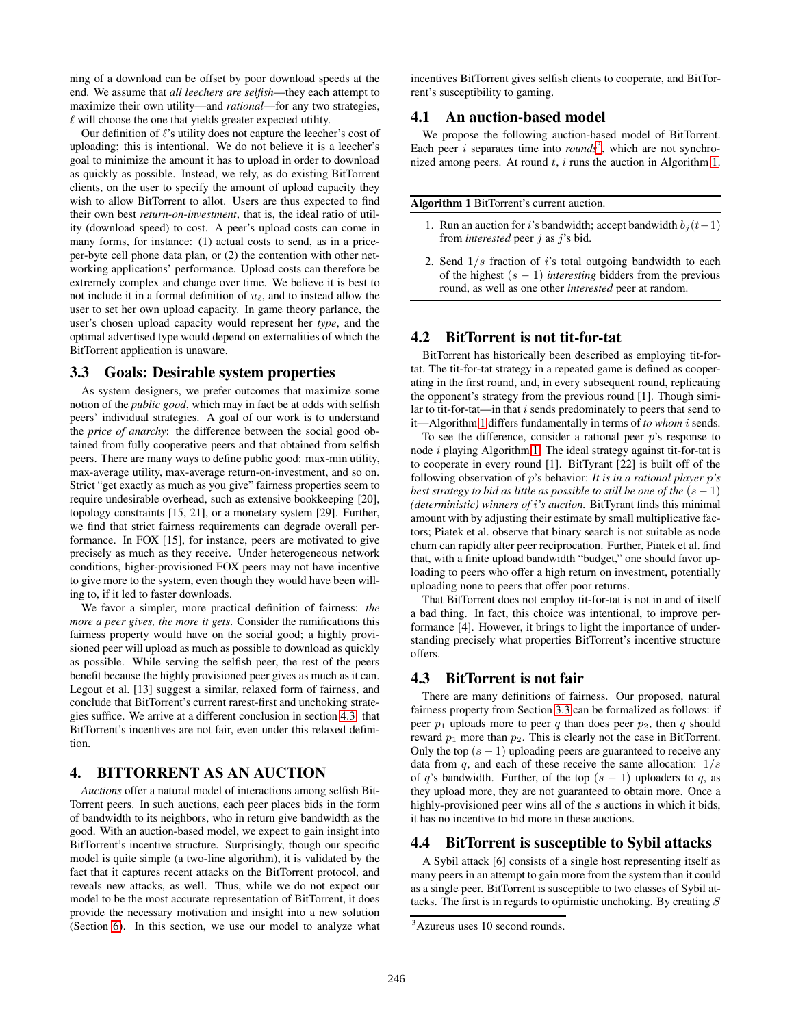ning of a download can be offset by poor download speeds at the end. We assume that *all leechers are selfish*—they each attempt to maximize their own utility—and *rational*—for any two strategies, $\ell$ will choose the one that yields greater expected utility.

Our definition of $\ell$'s utility does not capture the leecher's cost of uploading; this is intentional. We do not believe it is a leecher's goal to minimize the amount it has to upload in order to download as quickly as possible. Instead, we rely, as do existing BitTorrent clients, on the user to specify the amount of upload capacity they wish to allow BitTorrent to allot. Users are thus expected to find their own best *return-on-investment*, that is, the ideal ratio of utility (download speed) to cost. A peer's upload costs can come in many forms, for instance: (1) actual costs to send, as in a price-per-byte cell phone data plan, or (2) the contention with other networking applications' performance. Upload costs can therefore be extremely complex and change over time. We believe it is best to not include it in a formal definition of $u_\ell$, and to instead allow the user to set her own upload capacity. In game theory parlance, the user's chosen upload capacity would represent her *type*, and the optimal advertised type would depend on externalities of which the BitTorrent application is unaware.

### 3.3 Goals: Desirable system properties

As system designers, we prefer outcomes that maximize some notion of the *public good*, which may in fact be at odds with selfish peers' individual strategies. A goal of our work is to understand the *price of anarchy*: the difference between the social good obtained from fully cooperative peers and that obtained from selfish peers. There are many ways to define public good: max-min utility, max-average utility, max-average return-on-investment, and so on. Strict "get exactly as much as you give" fairness properties seem to require undesirable overhead, such as extensive bookkeeping [20], topology constraints [15, 21], or a monetary system [29]. Further, we find that strict fairness requirements can degrade overall performance. In FOX [15], for instance, peers are motivated to give precisely as much as they receive. Under heterogeneous network conditions, higher-provisioned FOX peers may not have incentive to give more to the system, even though they would have been willing to, if it led to faster downloads.

We favor a simpler, more practical definition of fairness: *the more a peer gives, the more it gets*. Consider the ramifications this fairness property would have on the social good; a highly provisioned peer will upload as much as possible to download as quickly as possible. While serving the selfish peer, the rest of the peers benefit because the highly provisioned peer gives as much as it can. Legout et al. [13] suggest a similar, relaxed form of fairness, and conclude that BitTorrent's current rarest-first and unchoking strategies suffice. We arrive at a different conclusion in section 4.3, that BitTorrent's incentives are not fair, even under this relaxed definition.

## 4. BITTORRENT AS AN AUCTION

*Auctions* offer a natural model of interactions among selfish BitTorrent peers. In such auctions, each peer places bids in the form of bandwidth to its neighbors, who in return give bandwidth as the good. With an auction-based model, we expect to gain insight into BitTorrent's incentive structure. Surprisingly, though our specific model is quite simple (a two-line algorithm), it is validated by the fact that it captures recent attacks on the BitTorrent protocol, and reveals new attacks, as well. Thus, while we do not expect our model to be the most accurate representation of BitTorrent, it does provide the necessary motivation and insight into a new solution (Section 6). In this section, we use our model to analyze what incentives BitTorrent gives selfish clients to cooperate, and BitTorrent's susceptibility to gaming.

### 4.1 An auction-based model

We propose the following auction-based model of BitTorrent. Each peer $i$ separates time into *rounds*[3], which are not synchronized among peers. At round $t$, $i$ runs the auction in Algorithm 1.

**Algorithm 1** BitTorrent's current auction.

1. Run an auction for $i$'s bandwidth; accept bandwidth $b_j(t-1)$ from *interested* peer $j$ as $j$'s bid.
2. Send $1/s$ fraction of $i$'s total outgoing bandwidth to each of the highest $(s-1)$ *interesting* bidders from the previous round, as well as one other *interested* peer at random.

### 4.2 BitTorrent is not tit-for-tat

BitTorrent has historically been described as employing tit-for-tat. The tit-for-tat strategy in a repeated game is defined as cooperating in the first round, and, in every subsequent round, replicating the opponent's strategy from the previous round [1]. Though similar to tit-for-tat—in that $i$ sends predominately to peers that send to it—Algorithm 1 differs fundamentally in terms of *to whom* $i$ sends.

To see the difference, consider a rational peer $p$'s response to node $i$ playing Algorithm 1. The ideal strategy against tit-for-tat is to cooperate in every round [1]. BitTyrant [22] is built off of the following observation of $p$'s behavior: *It is in a rational player $p$'s best strategy to bid as little as possible to still be one of the $(s-1)$ (deterministic) winners of $i$'s auction.* BitTyrant finds this minimal amount with by adjusting their estimate by small multiplicative factors; Piatek et al. observe that binary search is not suitable as node churn can rapidly alter peer reciprocation. Further, Piatek et al. find that, with a finite upload bandwidth "budget," one should favor uploading to peers who offer a high return on investment, potentially uploading none to peers that offer poor returns.

That BitTorrent does not employ tit-for-tat is not in and of itself a bad thing. In fact, this choice was intentional, to improve performance [4]. However, it brings to light the importance of understanding precisely what properties BitTorrent's incentive structure offers.

### 4.3 BitTorrent is not fair

There are many definitions of fairness. Our proposed, natural fairness property from Section 3.3 can be formalized as follows: if peer $p_1$ uploads more to peer $q$ than does peer $p_2$, then $q$ should reward $p_1$ more than $p_2$. This is clearly not the case in BitTorrent. Only the top $(s-1)$ uploading peers are guaranteed to receive any data from $q$, and each of these receive the same allocation: $1/s$ of $q$'s bandwidth. Further, of the top $(s-1)$ uploaders to $q$, as they upload more, they are not guaranteed to obtain more. Once a highly-provisioned peer wins all of the $s$ auctions in which it bids, it has no incentive to bid more in these auctions.

### 4.4 BitTorrent is susceptible to Sybil attacks

A Sybil attack [6] consists of a single host representing itself as many peers in an attempt to gain more from the system than it could as a single peer. BitTorrent is susceptible to two classes of Sybil attacks. The first is in regards to optimistic unchoking. By creating $S$

[3] Azureus uses 10 second rounds.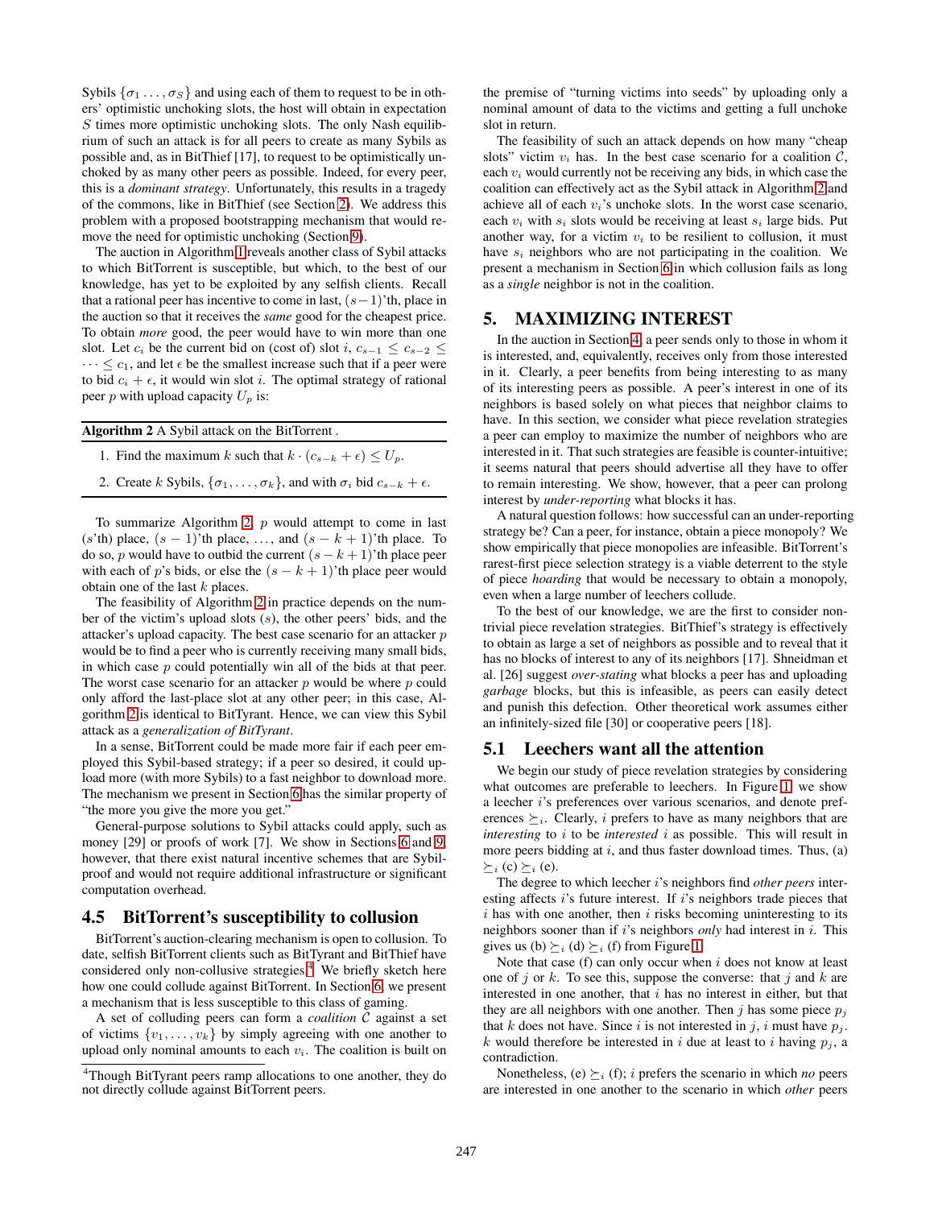Sybils $\{\sigma_1 \ldots, \sigma_S\}$ and using each of them to request to be in others' optimistic unchoking slots, the host will obtain in expectation $S$ times more optimistic unchoking slots. The only Nash equilibrium of such an attack is for all peers to create as many Sybils as possible and, as in BitThief [17], to request to be optimistically unchoked by as many other peers as possible. Indeed, for every peer, this is a *dominant strategy*. Unfortunately, this results in a tragedy of the commons, like in BitThief (see Section 2). We address this problem with a proposed bootstrapping mechanism that would remove the need for optimistic unchoking (Section 9).

The auction in Algorithm 1 reveals another class of Sybil attacks to which BitTorrent is susceptible, but which, to the best of our knowledge, has yet to be exploited by any selfish clients. Recall that a rational peer has incentive to come in last, $(s-1)$'th, place in the auction so that it receives the *same* good for the cheapest price. To obtain *more* good, the peer would have to win more than one slot. Let $c_i$ be the current bid on (cost of) slot $i$, $c_{s-1} \le c_{s-2} \le \cdots \le c_1$, and let $\epsilon$ be the smallest increase such that if a peer were to bid $c_i + \epsilon$, it would win slot $i$. The optimal strategy of rational peer $p$ with upload capacity $U_p$ is:

**Algorithm 2** A Sybil attack on the BitTorrent .

1. Find the maximum $k$ such that $k \cdot (c_{s-k} + \epsilon) \le U_p$.
2. Create $k$ Sybils, $\{\sigma_1, \ldots, \sigma_k\}$, and with $\sigma_i$ bid $c_{s-k} + \epsilon$.

To summarize Algorithm 2, $p$ would attempt to come in last ($s$'th) place, $(s-1)$'th place, …, and $(s-k+1)$'th place. To do so, $p$ would have to outbid the current $(s-k+1)$'th place peer with each of $p$'s bids, or else the $(s-k+1)$'th place peer would obtain one of the last $k$ places.

The feasibility of Algorithm 2 in practice depends on the number of the victim's upload slots ($s$), the other peers' bids, and the attacker's upload capacity. The best case scenario for an attacker $p$ would be to find a peer who is currently receiving many small bids, in which case $p$ could potentially win all of the bids at that peer. The worst case scenario for an attacker $p$ would be where $p$ could only afford the last-place slot at any other peer; in this case, Algorithm 2 is identical to BitTyrant. Hence, we can view this Sybil attack as a *generalization of BitTyrant*.

In a sense, BitTorrent could be made more fair if each peer employed this Sybil-based strategy; if a peer so desired, it could upload more (with more Sybils) to a fast neighbor to download more. The mechanism we present in Section 6 has the similar property of "the more you give the more you get."

General-purpose solutions to Sybil attacks could apply, such as money [29] or proofs of work [7]. We show in Sections 6 and 9, however, that there exist natural incentive schemes that are Sybil-proof and would not require additional infrastructure or significant computation overhead.

## 4.5 BitTorrent's susceptibility to collusion

BitTorrent's auction-clearing mechanism is open to collusion. To date, selfish BitTorrent clients such as BitTyrant and BitThief have considered only non-collusive strategies.[4] We briefly sketch here how one could collude against BitTorrent. In Section 6, we present a mechanism that is less susceptible to this class of gaming.

A set of colluding peers can form a *coalition* $\mathcal{C}$ against a set of victims $\{v_1, \ldots, v_k\}$ by simply agreeing with one another to upload only nominal amounts to each $v_i$. The coalition is built on the premise of "turning victims into seeds" by uploading only a nominal amount of data to the victims and getting a full unchoke slot in return.

The feasibility of such an attack depends on how many "cheap slots" victim $v_i$ has. In the best case scenario for a coalition $\mathcal{C}$, each $v_i$ would currently not be receiving any bids, in which case the coalition can effectively act as the Sybil attack in Algorithm 2 and achieve all of each $v_i$'s unchoke slots. In the worst case scenario, each $v_i$ with $s_i$ slots would be receiving at least $s_i$ large bids. Put another way, for a victim $v_i$ to be resilient to collusion, it must have $s_i$ neighbors who are not participating in the coalition. We present a mechanism in Section 6 in which collusion fails as long as a *single* neighbor is not in the coalition.

[4]Though BitTyrant peers ramp allocations to one another, they do not directly collude against BitTorrent peers.

# 5. MAXIMIZING INTEREST

In the auction in Section 4, a peer sends only to those in whom it is interested, and, equivalently, receives only from those interested in it. Clearly, a peer benefits from being interesting to as many of its interesting peers as possible. A peer's interest in one of its neighbors is based solely on what pieces that neighbor claims to have. In this section, we consider what piece revelation strategies a peer can employ to maximize the number of neighbors who are interested in it. That such strategies are feasible is counter-intuitive; it seems natural that peers should advertise all they have to offer to remain interesting. We show, however, that a peer can prolong interest by *under-reporting* what blocks it has.

A natural question follows: how successful can an under-reporting strategy be? Can a peer, for instance, obtain a piece monopoly? We show empirically that piece monopolies are infeasible. BitTorrent's rarest-first piece selection strategy is a viable deterrent to the style of piece *hoarding* that would be necessary to obtain a monopoly, even when a large number of leechers collude.

To the best of our knowledge, we are the first to consider non-trivial piece revelation strategies. BitThief's strategy is effectively to obtain as large a set of neighbors as possible and to reveal that it has no blocks of interest to any of its neighbors [17]. Shneidman et al. [26] suggest *over-stating* what blocks a peer has and uploading *garbage* blocks, but this is infeasible, as peers can easily detect and punish this defection. Other theoretical work assumes either an infinitely-sized file [30] or cooperative peers [18].

## 5.1 Leechers want all the attention

We begin our study of piece revelation strategies by considering what outcomes are preferable to leechers. In Figure 1, we show a leecher $i$'s preferences over various scenarios, and denote preferences $\succeq_i$. Clearly, $i$ prefers to have as many neighbors that are *interesting* to $i$ to be *interested* $i$ as possible. This will result in more peers bidding at $i$, and thus faster download times. Thus, (a) $\succeq_i$ (c) $\succeq_i$ (e).

The degree to which leecher $i$'s neighbors find *other peers* interesting affects $i$'s future interest. If $i$'s neighbors trade pieces that $i$ has with one another, then $i$ risks becoming uninteresting to its neighbors sooner than if $i$'s neighbors *only* had interest in $i$. This gives us (b) $\succeq_i$ (d) $\succeq_i$ (f) from Figure 1.

Note that case (f) can only occur when $i$ does not know at least one of $j$ or $k$. To see this, suppose the converse: that $j$ and $k$ are interested in one another, that $i$ has no interest in either, but that they are all neighbors with one another. Then $j$ has some piece $p_j$ that $k$ does not have. Since $i$ is not interested in $j$, $i$ must have $p_j$. $k$ would therefore be interested in $i$ due at least to $i$ having $p_j$, a contradiction.

Nonetheless, (e) $\succeq_i$ (f); $i$ prefers the scenario in which *no* peers are interested in one another to the scenario in which *other* peers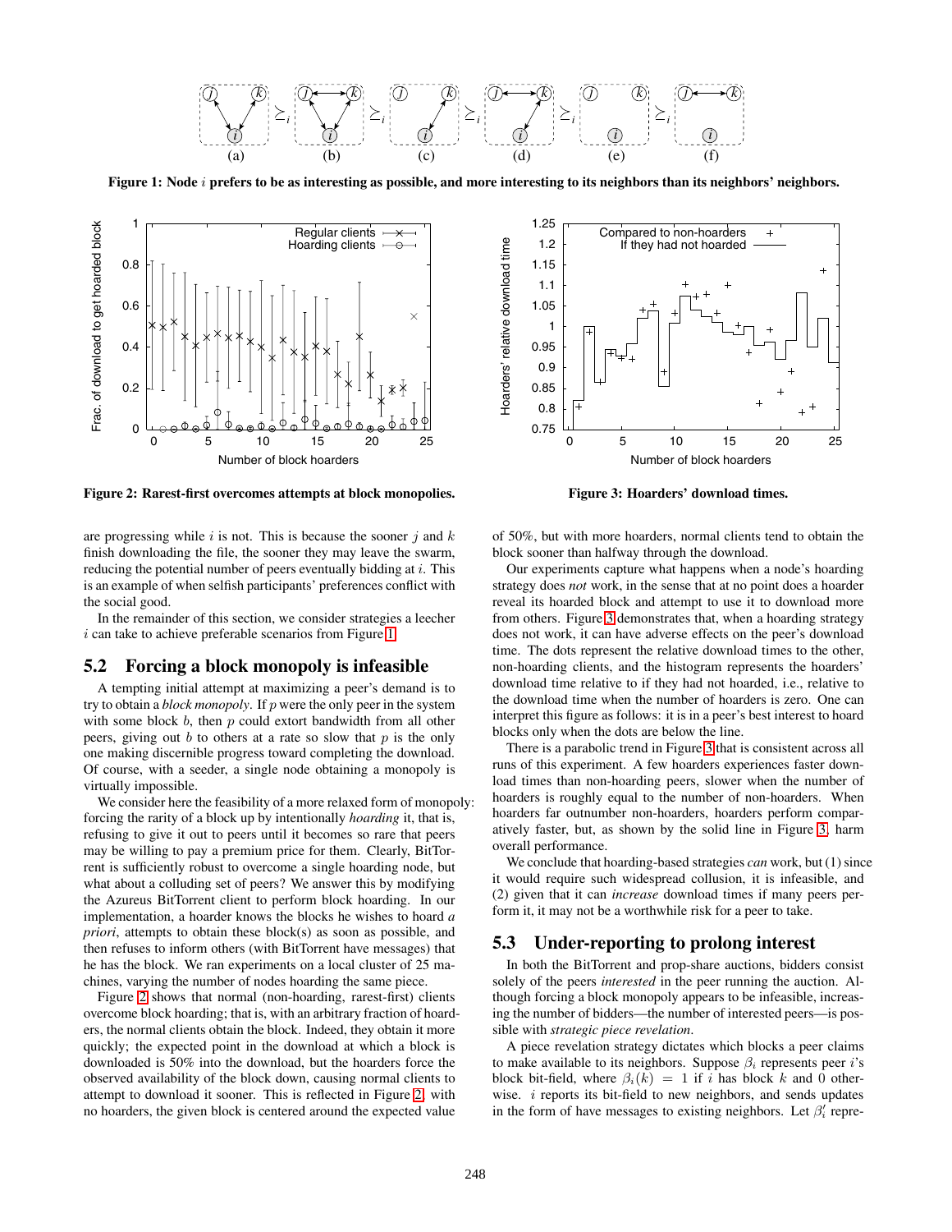(a) (b) (c) (d) (e) (f)

$\succeq_i$

**Figure 1: Node $i$ prefers to be as interesting as possible, and more interesting to its neighbors than its neighbors' neighbors.**

Frac. of download to get hoarded block

Regular clients
Hoarding clients

Number of block hoarders

0 5 10 15 20 25

0 0.2 0.4 0.6 0.8 1

**Figure 2: Rarest-first overcomes attempts at block monopolies.**

Hoarders' relative download time

Compared to non-hoarders
If they had not hoarded

Number of block hoarders

0 5 10 15 20 25

0.75 0.8 0.85 0.9 0.95 1 1.05 1.1 1.15 1.2 1.25

**Figure 3: Hoarders' download times.**

are progressing while $i$ is not. This is because the sooner $j$ and $k$ finish downloading the file, the sooner they may leave the swarm, reducing the potential number of peers eventually bidding at $i$. This is an example of when selfish participants' preferences conflict with the social good.

In the remainder of this section, we consider strategies a leecher $i$ can take to achieve preferable scenarios from Figure 1.

## 5.2 Forcing a block monopoly is infeasible

A tempting initial attempt at maximizing a peer's demand is to try to obtain a *block monopoly*. If $p$ were the only peer in the system with some block $b$, then $p$ could extort bandwidth from all other peers, giving out $b$ to others at a rate so slow that $p$ is the only one making discernible progress toward completing the download. Of course, with a seeder, a single node obtaining a monopoly is virtually impossible.

We consider here the feasibility of a more relaxed form of monopoly: forcing the rarity of a block up by intentionally *hoarding* it, that is, refusing to give it out to peers until it becomes so rare that peers may be willing to pay a premium price for them. Clearly, BitTorrent is sufficiently robust to overcome a single hoarding node, but what about a colluding set of peers? We answer this by modifying the Azureus BitTorrent client to perform block hoarding. In our implementation, a hoarder knows the blocks he wishes to hoard *a priori*, attempts to obtain these block(s) as soon as possible, and then refuses to inform others (with BitTorrent have messages) that he has the block. We ran experiments on a local cluster of 25 machines, varying the number of nodes hoarding the same piece.

Figure 2 shows that normal (non-hoarding, rarest-first) clients overcome block hoarding; that is, with an arbitrary fraction of hoarders, the normal clients obtain the block. Indeed, they obtain it more quickly; the expected point in the download at which a block is downloaded is 50% into the download, but the hoarders force the observed availability of the block down, causing normal clients to attempt to download it sooner. This is reflected in Figure 2, with no hoarders, the given block is centered around the expected value of 50%, but with more hoarders, normal clients tend to obtain the block sooner than halfway through the download.

Our experiments capture what happens when a node's hoarding strategy does *not* work, in the sense that at no point does a hoarder reveal its hoarded block and attempt to use it to download more from others. Figure 3 demonstrates that, when a hoarding strategy does not work, it can have adverse effects on the peer's download time. The dots represent the relative download times to the other, non-hoarding clients, and the histogram represents the hoarders' download time relative to if they had not hoarded, i.e., relative to the download time when the number of hoarders is zero. One can interpret this figure as follows: it is in a peer's best interest to hoard blocks only when the dots are below the line.

There is a parabolic trend in Figure 3 that is consistent across all runs of this experiment. A few hoarders experiences faster download times than non-hoarding peers, slower when the number of hoarders is roughly equal to the number of non-hoarders. When hoarders far outnumber non-hoarders, hoarders perform comparatively faster, but, as shown by the solid line in Figure 3, harm overall performance.

We conclude that hoarding-based strategies *can* work, but (1) since it would require such widespread collusion, it is infeasible, and (2) given that it can *increase* download times if many peers perform it, it may not be a worthwhile risk for a peer to take.

## 5.3 Under-reporting to prolong interest

In both the BitTorrent and prop-share auctions, bidders consist solely of the peers *interested* in the peer running the auction. Although forcing a block monopoly appears to be infeasible, increasing the number of bidders—the number of interested peers—is possible with *strategic piece revelation*.

A piece revelation strategy dictates which blocks a peer claims to make available to its neighbors. Suppose $\beta_i$ represents peer $i$'s block bit-field, where $\beta_i(k) = 1$ if $i$ has block $k$ and 0 otherwise. $i$ reports its bit-field to new neighbors, and sends updates in the form of have messages to existing neighbors. Let $\beta_i'$ repre-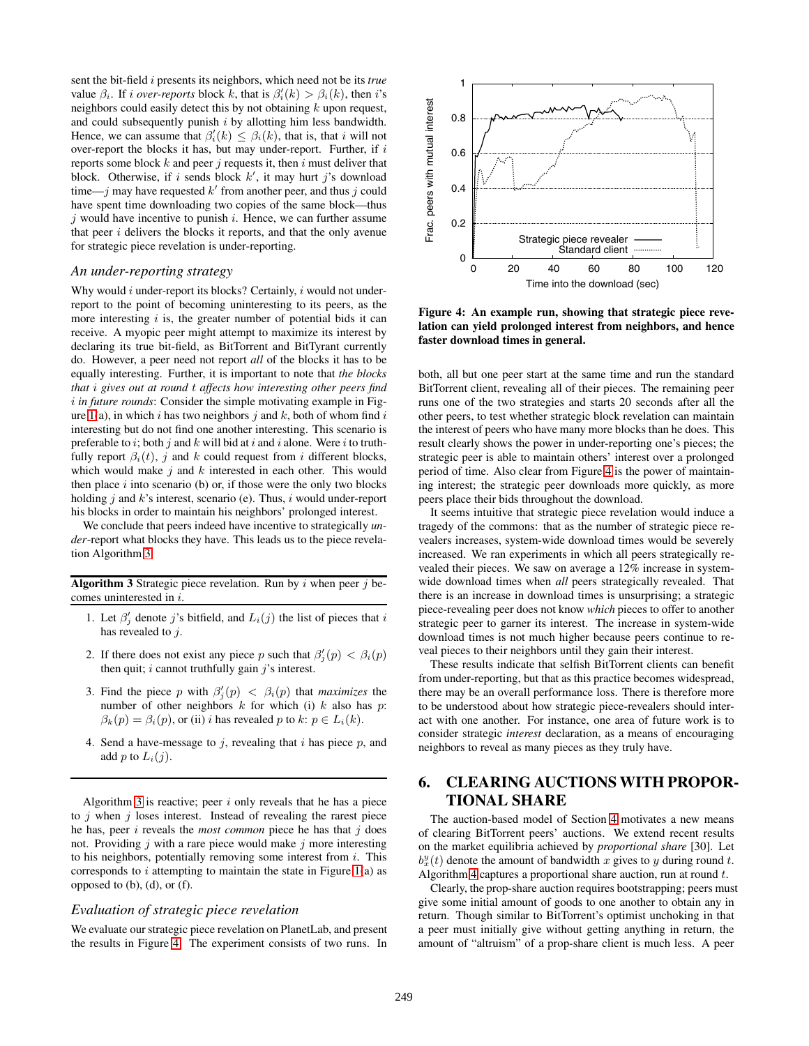sent the bit-field $i$ presents its neighbors, which need not be its *true* value $\beta_i$. If $i$ *over-reports* block $k$, that is $\beta'_i(k) > \beta_i(k)$, then $i$'s neighbors could easily detect this by not obtaining $k$ upon request, and could subsequently punish $i$ by allotting him less bandwidth. Hence, we can assume that $\beta'_i(k) \le \beta_i(k)$, that is, that $i$ will not over-report the blocks it has, but may under-report. Further, if $i$ reports some block $k$ and peer $j$ requests it, then $i$ must deliver that block. Otherwise, if $i$ sends block $k'$, it may hurt $j$'s download time—$j$ may have requested $k'$ from another peer, and thus $j$ could have spent time downloading two copies of the same block—thus $j$ would have incentive to punish $i$. Hence, we can further assume that peer $i$ delivers the blocks it reports, and that the only avenue for strategic piece revelation is under-reporting.

### An under-reporting strategy

Why would $i$ under-report its blocks? Certainly, $i$ would not under-report to the point of becoming uninteresting to its peers, as the more interesting $i$ is, the greater number of potential bids it can receive. A myopic peer might attempt to maximize its interest by declaring its true bit-field, as BitTorrent and BitTyrant currently do. However, a peer need not report *all* of the blocks it has to be equally interesting. Further, it is important to note that *the blocks that $i$ gives out at round $t$ affects how interesting other peers find $i$ in future rounds*: Consider the simple motivating example in Figure 1(a), in which $i$ has two neighbors $j$ and $k$, both of whom find $i$ interesting but do not find one another interesting. This scenario is preferable to $i$; both $j$ and $k$ will bid at $i$ and $i$ alone. Were $i$ to truthfully report $\beta_i(t)$, $j$ and $k$ could request from $i$ different blocks, which would make $j$ and $k$ interested in each other. This would then place $i$ into scenario (b) or, if those were the only two blocks holding $j$ and $k$'s interest, scenario (e). Thus, $i$ would under-report his blocks in order to maintain his neighbors' prolonged interest.

We conclude that peers indeed have incentive to strategically *under*-report what blocks they have. This leads us to the piece revelation Algorithm 3.

**Algorithm 3** Strategic piece revelation. Run by $i$ when peer $j$ becomes uninterested in $i$.

1. Let $\beta'_j$ denote $j$'s bitfield, and $L_i(j)$ the list of pieces that $i$ has revealed to $j$.
2. If there does not exist any piece $p$ such that $\beta'_j(p) < \beta_i(p)$ then quit; $i$ cannot truthfully gain $j$'s interest.
3. Find the piece $p$ with $\beta'_j(p) < \beta_i(p)$ that *maximizes* the number of other neighbors $k$ for which (i) $k$ also has $p$: $\beta_k(p) = \beta_i(p)$, or (ii) $i$ has revealed $p$ to $k$: $p \in L_i(k)$.
4. Send a have-message to $j$, revealing that $i$ has piece $p$, and add $p$ to $L_i(j)$.

Algorithm 3 is reactive; peer $i$ only reveals that he has a piece to $j$ when $j$ loses interest. Instead of revealing the rarest piece he has, peer $i$ reveals the *most common* piece he has that $j$ does not. Providing $j$ with a rare piece would make $j$ more interesting to his neighbors, potentially removing some interest from $i$. This corresponds to $i$ attempting to maintain the state in Figure 1(a) as opposed to (b), (d), or (f).

### Evaluation of strategic piece revelation

We evaluate our strategic piece revelation on PlanetLab, and present the results in Figure 4. The experiment consists of two runs. In both, all but one peer start at the same time and run the standard BitTorrent client, revealing all of their pieces. The remaining peer runs one of the two strategies and starts 20 seconds after all the other peers, to test whether strategic block revelation can maintain the interest of peers who have many more blocks than he does. This result clearly shows the power in under-reporting one's pieces; the strategic peer is able to maintain others' interest over a prolonged period of time. Also clear from Figure 4 is the power of maintaining interest; the strategic peer downloads more quickly, as more peers place their bids throughout the download.

Frac. peers with mutual interest
Time into the download (sec)
0 0.2 0.4 0.6 0.8 1
0 20 40 60 80 100 120
Strategic piece revealer
Standard client

**Figure 4: An example run, showing that strategic piece revelation can yield prolonged interest from neighbors, and hence faster download times in general.**

It seems intuitive that strategic piece revelation would induce a tragedy of the commons: that as the number of strategic piece revealers increases, system-wide download times would be severely increased. We ran experiments in which all peers strategically revealed their pieces. We saw on average a 12% increase in system-wide download times when *all* peers strategically revealed. That there is an increase in download times is unsurprising; a strategic piece-revealing peer does not know *which* pieces to offer to another strategic peer to garner its interest. The increase in system-wide download times is not much higher because peers continue to reveal pieces to their neighbors until they gain their interest.

These results indicate that selfish BitTorrent clients can benefit from under-reporting, but that as this practice becomes widespread, there may be an overall performance loss. There is therefore more to be understood about how strategic piece-revealers should interact with one another. For instance, one area of future work is to consider strategic *interest* declaration, as a means of encouraging neighbors to reveal as many pieces as they truly have.

## 6. CLEARING AUCTIONS WITH PROPORTIONAL SHARE

The auction-based model of Section 4 motivates a new means of clearing BitTorrent peers' auctions. We extend recent results on the market equilibria achieved by *proportional share* [30]. Let $b^y_x(t)$ denote the amount of bandwidth $x$ gives to $y$ during round $t$. Algorithm 4 captures a proportional share auction, run at round $t$.

Clearly, the prop-share auction requires bootstrapping; peers must give some initial amount of goods to one another to obtain any in return. Though similar to BitTorrent's optimist unchoking in that a peer must initially give without getting anything in return, the amount of "altruism" of a prop-share client is much less. A peer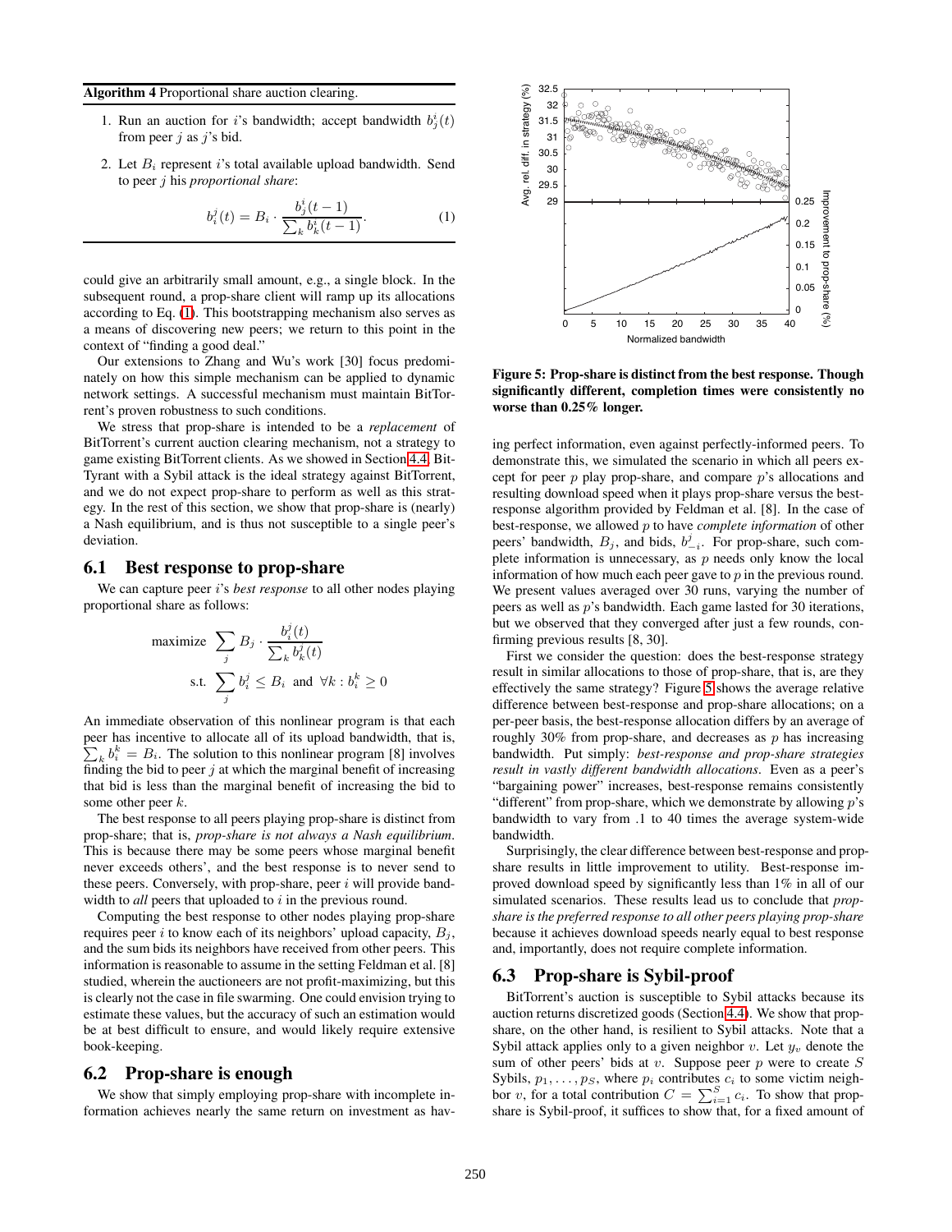**Algorithm 4** Proportional share auction clearing.

1. Run an auction for $i$'s bandwidth; accept bandwidth $b_j^i(t)$ from peer $j$ as $j$'s bid.
2. Let $B_i$ represent $i$'s total available upload bandwidth. Send to peer $j$ his *proportional share*:

$$b_i^j(t) = B_i \cdot \frac{b_j^i(t-1)}{\sum_k b_k^i(t-1)}. \quad (1)$$

could give an arbitrarily small amount, e.g., a single block. In the subsequent round, a prop-share client will ramp up its allocations according to Eq. (1). This bootstrapping mechanism also serves as a means of discovering new peers; we return to this point in the context of "finding a good deal."

Our extensions to Zhang and Wu's work [30] focus predominately on how this simple mechanism can be applied to dynamic network settings. A successful mechanism must maintain BitTorrent's proven robustness to such conditions.

We stress that prop-share is intended to be a *replacement* of BitTorrent's current auction clearing mechanism, not a strategy to game existing BitTorrent clients. As we showed in Section 4.4, BitTyrant with a Sybil attack is the ideal strategy against BitTorrent, and we do not expect prop-share to perform as well as this strategy. In the rest of this section, we show that prop-share is (nearly) a Nash equilibrium, and is thus not susceptible to a single peer's deviation.

## 6.1 Best response to prop-share

We can capture peer $i$'s *best response* to all other nodes playing proportional share as follows:

$$\text{maximize} \sum_j B_j \cdot \frac{b_i^j(t)}{\sum_k b_k^j(t)}$$
$$\text{s.t.} \sum_j b_i^j \leq B_i \text{ and } \forall k : b_i^k \geq 0$$

An immediate observation of this nonlinear program is that each peer has incentive to allocate all of its upload bandwidth, that is, $\sum_k b_i^k = B_i$. The solution to this nonlinear program [8] involves finding the bid to peer $j$ at which the marginal benefit of increasing that bid is less than the marginal benefit of increasing the bid to some other peer $k$.

The best response to all peers playing prop-share is distinct from prop-share; that is, *prop-share is not always a Nash equilibrium*. This is because there may be some peers whose marginal benefit never exceeds others', and the best response is to never send to these peers. Conversely, with prop-share, peer $i$ will provide bandwidth to *all* peers that uploaded to $i$ in the previous round.

Computing the best response to other nodes playing prop-share requires peer $i$ to know each of its neighbors' upload capacity, $B_j$, and the sum bids its neighbors have received from other peers. This information is reasonable to assume in the setting Feldman et al. [8] studied, wherein the auctioneers are not profit-maximizing, but this is clearly not the case in file swarming. One could envision trying to estimate these values, but the accuracy of such an estimation would be at best difficult to ensure, and would likely require extensive book-keeping.

## 6.2 Prop-share is enough

We show that simply employing prop-share with incomplete information achieves nearly the same return on investment as having perfect information, even against perfectly-informed peers. To demonstrate this, we simulated the scenario in which all peers except for peer $p$ play prop-share, and compare $p$'s allocations and resulting download speed when it plays prop-share versus the best-response algorithm provided by Feldman et al. [8]. In the case of best-response, we allowed $p$ to have *complete information* of other peers' bandwidth, $B_j$, and bids, $b_{-i}^j$. For prop-share, such complete information is unnecessary, as $p$ needs only know the local information of how much each peer gave to $p$ in the previous round. We present values averaged over 30 runs, varying the number of peers as well as $p$'s bandwidth. Each game lasted for 30 iterations, but we observed that they converged after just a few rounds, confirming previous results [8, 30].

**Figure 5: Prop-share is distinct from the best response. Though significantly different, completion times were consistently no worse than 0.25% longer.**

First we consider the question: does the best-response strategy result in similar allocations to those of prop-share, that is, are they effectively the same strategy? Figure 5 shows the average relative difference between best-response and prop-share allocations; on a per-peer basis, the best-response allocation differs by an average of roughly 30% from prop-share, and decreases as $p$ has increasing bandwidth. Put simply: *best-response and prop-share strategies result in vastly different bandwidth allocations*. Even as a peer's "bargaining power" increases, best-response remains consistently "different" from prop-share, which we demonstrate by allowing $p$'s bandwidth to vary from .1 to 40 times the average system-wide bandwidth.

Surprisingly, the clear difference between best-response and prop-share results in little improvement to utility. Best-response improved download speed by significantly less than 1% in all of our simulated scenarios. These results lead us to conclude that *prop-share is the preferred response to all other peers playing prop-share* because it achieves download speeds nearly equal to best response and, importantly, does not require complete information.

## 6.3 Prop-share is Sybil-proof

BitTorrent's auction is susceptible to Sybil attacks because its auction returns discretized goods (Section 4.4). We show that prop-share, on the other hand, is resilient to Sybil attacks. Note that a Sybil attack applies only to a given neighbor $v$. Let $y_v$ denote the sum of other peers' bids at $v$. Suppose peer $p$ were to create $S$ Sybils, $p_1, \ldots, p_S$, where $p_i$ contributes $c_i$ to some victim neighbor $v$, for a total contribution $C = \sum_{i=1}^{S} c_i$. To show that prop-share is Sybil-proof, it suffices to show that, for a fixed amount of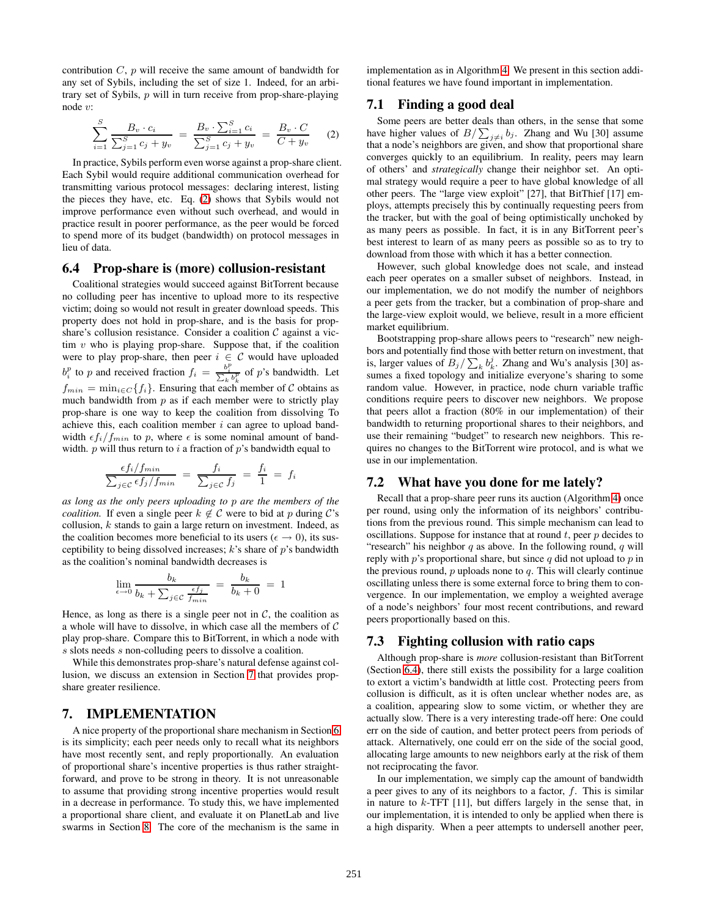contribution $C$, $p$ will receive the same amount of bandwidth for any set of Sybils, including the set of size 1. Indeed, for an arbitrary set of Sybils, $p$ will in turn receive from prop-share-playing node $v$:

$$\sum_{i=1}^{S} \frac{B_v \cdot c_i}{\sum_{j=1}^{S} c_j + y_v} = \frac{B_v \cdot \sum_{i=1}^{S} c_i}{\sum_{j=1}^{S} c_j + y_v} = \frac{B_v \cdot C}{C + y_v} \quad (2)$$

In practice, Sybils perform even worse against a prop-share client. Each Sybil would require additional communication overhead for transmitting various protocol messages: declaring interest, listing the pieces they have, etc. Eq. (2) shows that Sybils would not improve performance even without such overhead, and would in practice result in poorer performance, as the peer would be forced to spend more of its budget (bandwidth) on protocol messages in lieu of data.

## 6.4 Prop-share is (more) collusion-resistant

Coalitional strategies would succeed against BitTorrent because no colluding peer has incentive to upload more to its respective victim; doing so would not result in greater download speeds. This property does not hold in prop-share, and is the basis for prop-share's collusion resistance. Consider a coalition $\mathcal{C}$ against a victim $v$ who is playing prop-share. Suppose that, if the coalition were to play prop-share, then peer $i \in \mathcal{C}$ would have uploaded $b_i^p$ to $p$ and received fraction $f_i = \frac{b_i^p}{\sum_k b_k^p}$ of $p$'s bandwidth. Let $f_{min} = \min_{i \in C}\{f_i\}$. Ensuring that each member of $\mathcal{C}$ obtains as much bandwidth from $p$ as if each member were to strictly play prop-share is one way to keep the coalition from dissolving To achieve this, each coalition member $i$ can agree to upload bandwidth $\epsilon f_i / f_{min}$ to $p$, where $\epsilon$ is some nominal amount of bandwidth. $p$ will thus return to $i$ a fraction of $p$'s bandwidth equal to

$$\frac{\epsilon f_i / f_{min}}{\sum_{j \in \mathcal{C}} \epsilon f_j / f_{min}} = \frac{f_i}{\sum_{j \in \mathcal{C}} f_j} = \frac{f_i}{1} = f_i$$

*as long as the only peers uploading to $p$ are the members of the coalition.* If even a single peer $k \notin \mathcal{C}$ were to bid at $p$ during $\mathcal{C}$'s collusion, $k$ stands to gain a large return on investment. Indeed, as the coalition becomes more beneficial to its users ($\epsilon \to 0$), its susceptibility to being dissolved increases; $k$'s share of $p$'s bandwidth as the coalition's nominal bandwidth decreases is

$$\lim_{\epsilon \to 0} \frac{b_k}{b_k + \sum_{j \in \mathcal{C}} \frac{\epsilon f_j}{f_{min}}} = \frac{b_k}{b_k + 0} = 1$$

Hence, as long as there is a single peer not in $\mathcal{C}$, the coalition as a whole will have to dissolve, in which case all the members of $\mathcal{C}$ play prop-share. Compare this to BitTorrent, in which a node with $s$ slots needs $s$ non-colluding peers to dissolve a coalition.

While this demonstrates prop-share's natural defense against collusion, we discuss an extension in Section 7 that provides prop-share greater resilience.

# 7. IMPLEMENTATION

A nice property of the proportional share mechanism in Section 6 is its simplicity; each peer needs only to recall what its neighbors have most recently sent, and reply proportionally. An evaluation of proportional share's incentive properties is thus rather straightforward, and prove to be strong in theory. It is not unreasonable to assume that providing strong incentive properties would result in a decrease in performance. To study this, we have implemented a proportional share client, and evaluate it on PlanetLab and live swarms in Section 8. The core of the mechanism is the same in implementation as in Algorithm 4. We present in this section additional features we have found important in implementation.

## 7.1 Finding a good deal

Some peers are better deals than others, in the sense that some have higher values of $B/\sum_{j \neq i} b_j$. Zhang and Wu [30] assume that a node's neighbors are given, and show that proportional share converges quickly to an equilibrium. In reality, peers may learn of others' and *strategically* change their neighbor set. An optimal strategy would require a peer to have global knowledge of all other peers. The "large view exploit" [27], that BitThief [17] employs, attempts precisely this by continually requesting peers from the tracker, but with the goal of being optimistically unchoked by as many peers as possible. In fact, it is in any BitTorrent peer's best interest to learn of as many peers as possible so as to try to download from those with which it has a better connection.

However, such global knowledge does not scale, and instead each peer operates on a smaller subset of neighbors. Instead, in our implementation, we do not modify the number of neighbors a peer gets from the tracker, but a combination of prop-share and the large-view exploit would, we believe, result in a more efficient market equilibrium.

Bootstrapping prop-share allows peers to "research" new neighbors and potentially find those with better return on investment, that is, larger values of $B_j/\sum_k b_k^j$. Zhang and Wu's analysis [30] assumes a fixed topology and initialize everyone's sharing to some random value. However, in practice, node churn variable traffic conditions require peers to discover new neighbors. We propose that peers allot a fraction (80% in our implementation) of their bandwidth to returning proportional shares to their neighbors, and use their remaining "budget" to research new neighbors. This requires no changes to the BitTorrent wire protocol, and is what we use in our implementation.

## 7.2 What have you done for me lately?

Recall that a prop-share peer runs its auction (Algorithm 4) once per round, using only the information of its neighbors' contributions from the previous round. This simple mechanism can lead to oscillations. Suppose for instance that at round $t$, peer $p$ decides to "research" his neighbor $q$ as above. In the following round, $q$ will reply with $p$'s proportional share, but since $q$ did not upload to $p$ in the previous round, $p$ uploads none to $q$. This will clearly continue oscillating unless there is some external force to bring them to convergence. In our implementation, we employ a weighted average of a node's neighbors' four most recent contributions, and reward peers proportionally based on this.

## 7.3 Fighting collusion with ratio caps

Although prop-share is *more* collusion-resistant than BitTorrent (Section 6.4), there still exists the possibility for a large coalition to extort a victim's bandwidth at little cost. Protecting peers from collusion is difficult, as it is often unclear whether nodes are, as a coalition, appearing slow to some victim, or whether they are actually slow. There is a very interesting trade-off here: One could err on the side of caution, and better protect peers from periods of attack. Alternatively, one could err on the side of the social good, allocating large amounts to new neighbors early at the risk of them not reciprocating the favor.

In our implementation, we simply cap the amount of bandwidth a peer gives to any of its neighbors to a factor, $f$. This is similar in nature to $k$-TFT [11], but differs largely in the sense that, in our implementation, it is intended to only be applied when there is a high disparity. When a peer attempts to undersell another peer,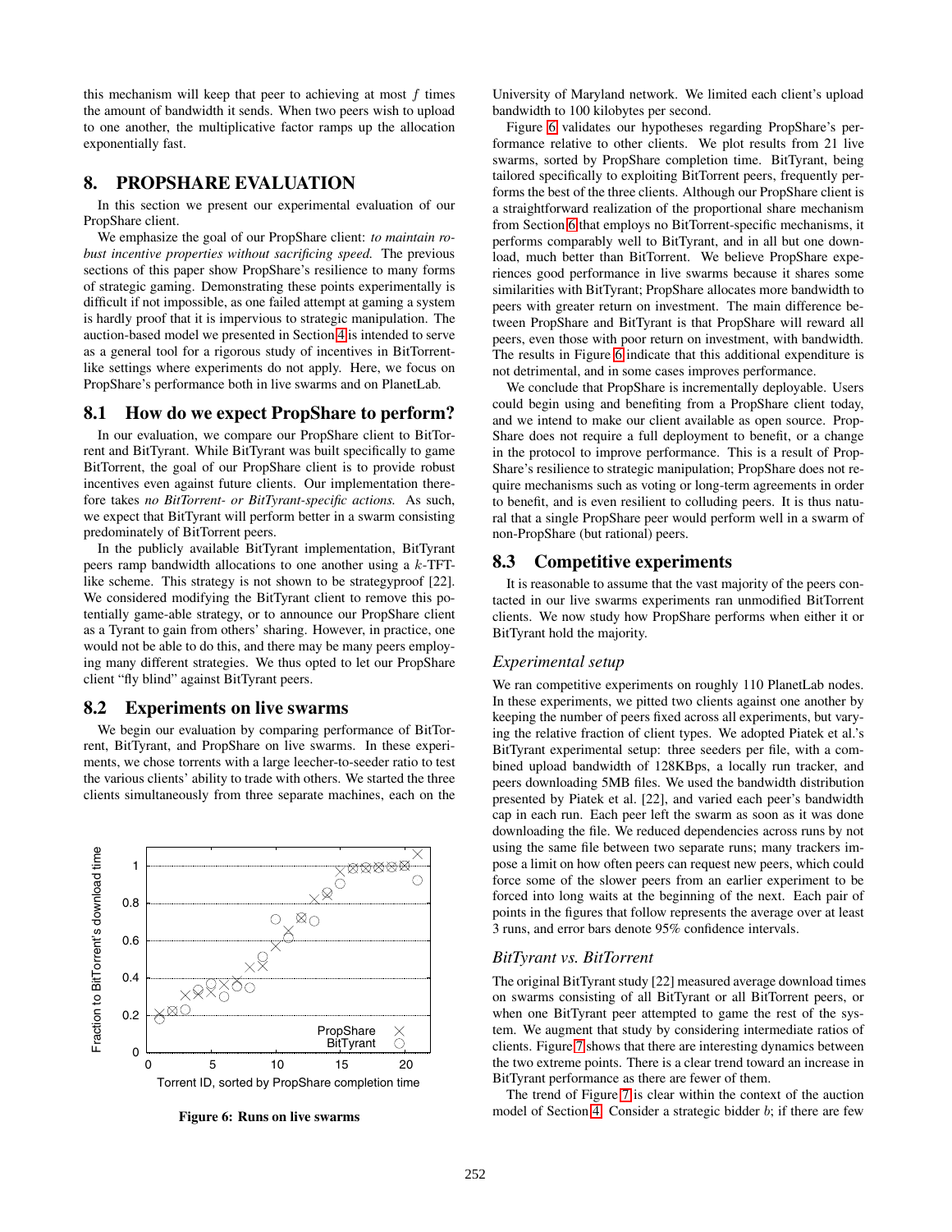this mechanism will keep that peer to achieving at most $f$ times the amount of bandwidth it sends. When two peers wish to upload to one another, the multiplicative factor ramps up the allocation exponentially fast.

## 8. PROPSHARE EVALUATION

In this section we present our experimental evaluation of our PropShare client.

We emphasize the goal of our PropShare client: *to maintain robust incentive properties without sacrificing speed.* The previous sections of this paper show PropShare's resilience to many forms of strategic gaming. Demonstrating these points experimentally is difficult if not impossible, as one failed attempt at gaming a system is hardly proof that it is impervious to strategic manipulation. The auction-based model we presented in Section 4 is intended to serve as a general tool for a rigorous study of incentives in BitTorrent-like settings where experiments do not apply. Here, we focus on PropShare's performance both in live swarms and on PlanetLab.

### 8.1 How do we expect PropShare to perform?

In our evaluation, we compare our PropShare client to BitTorrent and BitTyrant. While BitTyrant was built specifically to game BitTorrent, the goal of our PropShare client is to provide robust incentives even against future clients. Our implementation therefore takes *no BitTorrent- or BitTyrant-specific actions.* As such, we expect that BitTyrant will perform better in a swarm consisting predominately of BitTorrent peers.

In the publicly available BitTyrant implementation, BitTyrant peers ramp bandwidth allocations to one another using a $k$-TFT-like scheme. This strategy is not shown to be strategyproof [22]. We considered modifying the BitTyrant client to remove this potentially game-able strategy, or to announce our PropShare client as a Tyrant to gain from others' sharing. However, in practice, one would not be able to do this, and there may be many peers employing many different strategies. We thus opted to let our PropShare client "fly blind" against BitTyrant peers.

### 8.2 Experiments on live swarms

We begin our evaluation by comparing performance of BitTorrent, BitTyrant, and PropShare on live swarms. In these experiments, we chose torrents with a large leecher-to-seeder ratio to test the various clients' ability to trade with others. We started the three clients simultaneously from three separate machines, each on the University of Maryland network. We limited each client's upload bandwidth to 100 kilobytes per second.

Fraction to BitTorrent's download time
Torrent ID, sorted by PropShare completion time
PropShare
BitTyrant
0
0.2
0.4
0.6
0.8
1
0
5
10
15
20

**Figure 6: Runs on live swarms**

Figure 6 validates our hypotheses regarding PropShare's performance relative to other clients. We plot results from 21 live swarms, sorted by PropShare completion time. BitTyrant, being tailored specifically to exploiting BitTorrent peers, frequently performs the best of the three clients. Although our PropShare client is a straightforward realization of the proportional share mechanism from Section 6 that employs no BitTorrent-specific mechanisms, it performs comparably well to BitTyrant, and in all but one download, much better than BitTorrent. We believe PropShare experiences good performance in live swarms because it shares some similarities with BitTyrant; PropShare allocates more bandwidth to peers with greater return on investment. The main difference between PropShare and BitTyrant is that PropShare will reward all peers, even those with poor return on investment, with bandwidth. The results in Figure 6 indicate that this additional expenditure is not detrimental, and in some cases improves performance.

We conclude that PropShare is incrementally deployable. Users could begin using and benefiting from a PropShare client today, and we intend to make our client available as open source. PropShare does not require a full deployment to benefit, or a change in the protocol to improve performance. This is a result of PropShare's resilience to strategic manipulation; PropShare does not require mechanisms such as voting or long-term agreements in order to benefit, and is even resilient to colluding peers. It is thus natural that a single PropShare peer would perform well in a swarm of non-PropShare (but rational) peers.

### 8.3 Competitive experiments

It is reasonable to assume that the vast majority of the peers contacted in our live swarms experiments ran unmodified BitTorrent clients. We now study how PropShare performs when either it or BitTyrant hold the majority.

#### *Experimental setup*

We ran competitive experiments on roughly 110 PlanetLab nodes. In these experiments, we pitted two clients against one another by keeping the number of peers fixed across all experiments, but varying the relative fraction of client types. We adopted Piatek et al.'s BitTyrant experimental setup: three seeders per file, with a combined upload bandwidth of 128KBps, a locally run tracker, and peers downloading 5MB files. We used the bandwidth distribution presented by Piatek et al. [22], and varied each peer's bandwidth cap in each run. Each peer left the swarm as soon as it was done downloading the file. We reduced dependencies across runs by not using the same file between two separate runs; many trackers impose a limit on how often peers can request new peers, which could force some of the slower peers from an earlier experiment to be forced into long waits at the beginning of the next. Each pair of points in the figures that follow represents the average over at least 3 runs, and error bars denote 95% confidence intervals.

#### *BitTyrant vs. BitTorrent*

The original BitTyrant study [22] measured average download times on swarms consisting of all BitTyrant or all BitTorrent peers, or when one BitTyrant peer attempted to game the rest of the system. We augment that study by considering intermediate ratios of clients. Figure 7 shows that there are interesting dynamics between the two extreme points. There is a clear trend toward an increase in BitTyrant performance as there are fewer of them.

The trend of Figure 7 is clear within the context of the auction model of Section 4. Consider a strategic bidder $b$; if there are few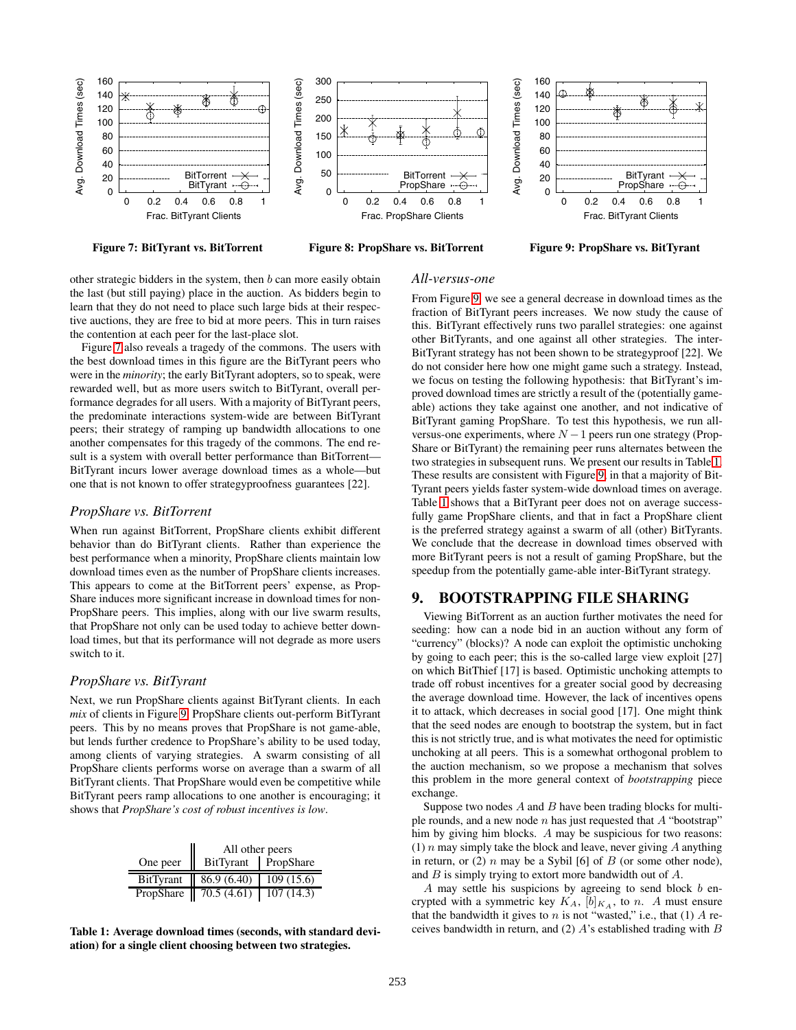160
140
120
100
80
60
40
20
0
Avg. Download Times (sec)
0 0.2 0.4 0.6 0.8 1
Frac. BitTyrant Clients
BitTorrent
BitTyrant

**Figure 7: BitTyrant vs. BitTorrent**

300
250
200
150
100
50
0
Avg. Download Times (sec)
0 0.2 0.4 0.6 0.8 1
Frac. PropShare Clients
BitTorrent
PropShare

**Figure 8: PropShare vs. BitTorrent**

160
140
120
100
80
60
40
20
0
Avg. Download Times (sec)
0 0.2 0.4 0.6 0.8 1
Frac. BitTyrant Clients
BitTyrant
PropShare

**Figure 9: PropShare vs. BitTyrant**

other strategic bidders in the system, then $b$ can more easily obtain the last (but still paying) place in the auction. As bidders begin to learn that they do not need to place such large bids at their respective auctions, they are free to bid at more peers. This in turn raises the contention at each peer for the last-place slot.

Figure 7 also reveals a tragedy of the commons. The users with the best download times in this figure are the BitTyrant peers who were in the *minority*; the early BitTyrant adopters, so to speak, were rewarded well, but as more users switch to BitTyrant, overall performance degrades for all users. With a majority of BitTyrant peers, the predominate interactions system-wide are between BitTyrant peers; their strategy of ramping up bandwidth allocations to one another compensates for this tragedy of the commons. The end result is a system with overall better performance than BitTorrent—BitTyrant incurs lower average download times as a whole—but one that is not known to offer strategyproofness guarantees [22].

### *PropShare vs. BitTorrent*

When run against BitTorrent, PropShare clients exhibit different behavior than do BitTyrant clients. Rather than experience the best performance when a minority, PropShare clients maintain low download times even as the number of PropShare clients increases. This appears to come at the BitTorrent peers' expense, as PropShare induces more significant increase in download times for non-PropShare peers. This implies, along with our live swarm results, that PropShare not only can be used today to achieve better download times, but that its performance will not degrade as more users switch to it.

### *PropShare vs. BitTyrant*

Next, we run PropShare clients against BitTyrant clients. In each *mix* of clients in Figure 9, PropShare clients out-perform BitTyrant peers. This by no means proves that PropShare is not game-able, but lends further credence to PropShare's ability to be used today, among clients of varying strategies. A swarm consisting of all PropShare clients performs worse on average than a swarm of all BitTyrant clients. That PropShare would even be competitive while BitTyrant peers ramp allocations to one another is encouraging; it shows that *PropShare's cost of robust incentives is low*.

| One peer | All other peers: BitTyrant | All other peers: PropShare |
|---|---|---|
| BitTyrant | 86.9 (6.40) | 109 (15.6) |
| PropShare | 70.5 (4.61) | 107 (14.3) |

**Table 1: Average download times (seconds, with standard deviation) for a single client choosing between two strategies.**

### *All-versus-one*

From Figure 9, we see a general decrease in download times as the fraction of BitTyrant peers increases. We now study the cause of this. BitTyrant effectively runs two parallel strategies: one against other BitTyrants, and one against all other strategies. The inter-BitTyrant strategy has not been shown to be strategyproof [22]. We do not consider here how one might game such a strategy. Instead, we focus on testing the following hypothesis: that BitTyrant's improved download times are strictly a result of the (potentially game-able) actions they take against one another, and not indicative of BitTyrant gaming PropShare. To test this hypothesis, we run all-versus-one experiments, where $N-1$ peers run one strategy (PropShare or BitTyrant) the remaining peer runs alternates between the two strategies in subsequent runs. We present our results in Table 1. These results are consistent with Figure 9, in that a majority of BitTyrant peers yields faster system-wide download times on average. Table 1 shows that a BitTyrant peer does not on average successfully game PropShare clients, and that in fact a PropShare client is the preferred strategy against a swarm of all (other) BitTyrants. We conclude that the decrease in download times observed with more BitTyrant peers is not a result of gaming PropShare, but the speedup from the potentially game-able inter-BitTyrant strategy.

## 9. BOOTSTRAPPING FILE SHARING

Viewing BitTorrent as an auction further motivates the need for seeding: how can a node bid in an auction without any form of "currency" (blocks)? A node can exploit the optimistic unchoking by going to each peer; this is the so-called large view exploit [27] on which BitThief [17] is based. Optimistic unchoking attempts to trade off robust incentives for a greater social good by decreasing the average download time. However, the lack of incentives opens it to attack, which decreases in social good [17]. One might think that the seed nodes are enough to bootstrap the system, but in fact this is not strictly true, and is what motivates the need for optimistic unchoking at all peers. This is a somewhat orthogonal problem to the auction mechanism, so we propose a mechanism that solves this problem in the more general context of *bootstrapping* piece exchange.

Suppose two nodes $A$ and $B$ have been trading blocks for multiple rounds, and a new node $n$ has just requested that $A$ "bootstrap" him by giving him blocks. $A$ may be suspicious for two reasons: (1) $n$ may simply take the block and leave, never giving $A$ anything in return, or (2) $n$ may be a Sybil [6] of $B$ (or some other node), and $B$ is simply trying to extort more bandwidth out of $A$.

$A$ may settle his suspicions by agreeing to send block $b$ encrypted with a symmetric key $K_A$, $[b]_{K_A}$, to $n$. $A$ must ensure that the bandwidth it gives to $n$ is not "wasted," i.e., that (1) $A$ receives bandwidth in return, and (2) $A$'s established trading with $B$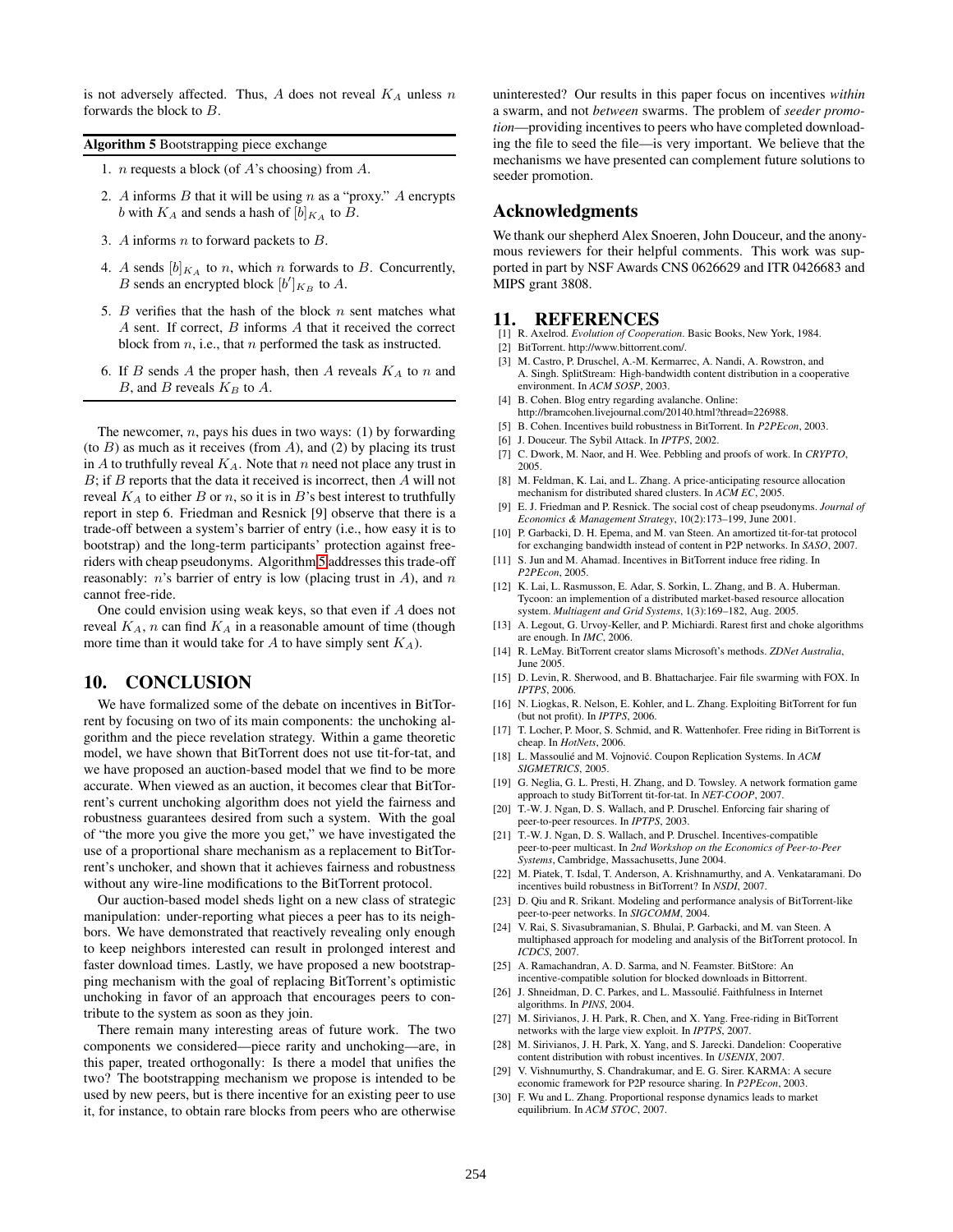is not adversely affected. Thus, $A$ does not reveal $K_A$ unless $n$ forwards the block to $B$.

**Algorithm 5** Bootstrapping piece exchange

1. $n$ requests a block (of $A$'s choosing) from $A$.
2. $A$ informs $B$ that it will be using $n$ as a "proxy." $A$ encrypts $b$ with $K_A$ and sends a hash of $[b]_{K_A}$ to $B$.
3. $A$ informs $n$ to forward packets to $B$.
4. $A$ sends $[b]_{K_A}$ to $n$, which $n$ forwards to $B$. Concurrently, $B$ sends an encrypted block $[b']_{K_B}$ to $A$.
5. $B$ verifies that the hash of the block $n$ sent matches what $A$ sent. If correct, $B$ informs $A$ that it received the correct block from $n$, i.e., that $n$ performed the task as instructed.
6. If $B$ sends $A$ the proper hash, then $A$ reveals $K_A$ to $n$ and $B$, and $B$ reveals $K_B$ to $A$.

The newcomer, $n$, pays his dues in two ways: (1) by forwarding (to $B$) as much as it receives (from $A$), and (2) by placing its trust in $A$ to truthfully reveal $K_A$. Note that $n$ need not place any trust in $B$; if $B$ reports that the data it received is incorrect, then $A$ will not reveal $K_A$ to either $B$ or $n$, so it is in $B$'s best interest to truthfully report in step 6. Friedman and Resnick [9] observe that there is a trade-off between a system's barrier of entry (i.e., how easy it is to bootstrap) and the long-term participants' protection against free-riders with cheap pseudonyms. Algorithm 5 addresses this trade-off reasonably: $n$'s barrier of entry is low (placing trust in $A$), and $n$ cannot free-ride.

One could envision using weak keys, so that even if $A$ does not reveal $K_A$, $n$ can find $K_A$ in a reasonable amount of time (though more time than it would take for $A$ to have simply sent $K_A$).

# 10. CONCLUSION

We have formalized some of the debate on incentives in BitTorrent by focusing on two of its main components: the unchoking algorithm and the piece revelation strategy. Within a game theoretic model, we have shown that BitTorrent does not use tit-for-tat, and we have proposed an auction-based model that we find to be more accurate. When viewed as an auction, it becomes clear that BitTorrent's current unchoking algorithm does not yield the fairness and robustness guarantees desired from such a system. With the goal of "the more you give the more you get," we have investigated the use of a proportional share mechanism as a replacement to BitTorrent's unchoker, and shown that it achieves fairness and robustness without any wire-line modifications to the BitTorrent protocol.

Our auction-based model sheds light on a new class of strategic manipulation: under-reporting what pieces a peer has to its neighbors. We have demonstrated that reactively revealing only enough to keep neighbors interested can result in prolonged interest and faster download times. Lastly, we have proposed a new bootstrapping mechanism with the goal of replacing BitTorrent's optimistic unchoking in favor of an approach that encourages peers to contribute to the system as soon as they join.

There remain many interesting areas of future work. The two components we considered—piece rarity and unchoking—are, in this paper, treated orthogonally: Is there a model that unifies the two? The bootstrapping mechanism we propose is intended to be used by new peers, but is there incentive for an existing peer to use it, for instance, to obtain rare blocks from peers who are otherwise uninterested? Our results in this paper focus on incentives *within* a swarm, and not *between* swarms. The problem of *seeder promotion*—providing incentives to peers who have completed downloading the file to seed the file—is very important. We believe that the mechanisms we have presented can complement future solutions to seeder promotion.

## Acknowledgments

We thank our shepherd Alex Snoeren, John Douceur, and the anonymous reviewers for their helpful comments. This work was supported in part by NSF Awards CNS 0626629 and ITR 0426683 and MIPS grant 3808.

# 11. REFERENCES

[1] R. Axelrod. *Evolution of Cooperation*. Basic Books, New York, 1984.
[2] BitTorrent. http://www.bittorrent.com/.
[3] M. Castro, P. Druschel, A.-M. Kermarrec, A. Nandi, A. Rowstron, and A. Singh. SplitStream: High-bandwidth content distribution in a cooperative environment. In *ACM SOSP*, 2003.
[4] B. Cohen. Blog entry regarding avalanche. Online: http://bramcohen.livejournal.com/20140.html?thread=226988.
[5] B. Cohen. Incentives build robustness in BitTorrent. In *P2PEcon*, 2003.
[6] J. Douceur. The Sybil Attack. In *IPTPS*, 2002.
[7] C. Dwork, M. Naor, and H. Wee. Pebbling and proofs of work. In *CRYPTO*, 2005.
[8] M. Feldman, K. Lai, and L. Zhang. A price-anticipating resource allocation mechanism for distributed shared clusters. In *ACM EC*, 2005.
[9] E. J. Friedman and P. Resnick. The social cost of cheap pseudonyms. *Journal of Economics & Management Strategy*, 10(2):173–199, June 2001.
[10] P. Garbacki, D. H. Epema, and M. van Steen. An amortized tit-for-tat protocol for exchanging bandwidth instead of content in P2P networks. In *SASO*, 2007.
[11] S. Jun and M. Ahamad. Incentives in BitTorrent induce free riding. In *P2PEcon*, 2005.
[12] K. Lai, L. Rasmusson, E. Adar, S. Sorkin, L. Zhang, and B. A. Huberman. Tycoon: an implemention of a distributed market-based resource allocation system. *Multiagent and Grid Systems*, 1(3):169–182, Aug. 2005.
[13] A. Legout, G. Urvoy-Keller, and P. Michiardi. Rarest first and choke algorithms are enough. In *IMC*, 2006.
[14] R. LeMay. BitTorrent creator slams Microsoft's methods. *ZDNet Australia*, June 2005.
[15] D. Levin, R. Sherwood, and B. Bhattacharjee. Fair file swarming with FOX. In *IPTPS*, 2006.
[16] N. Liogkas, R. Nelson, E. Kohler, and L. Zhang. Exploiting BitTorrent for fun (but not profit). In *IPTPS*, 2006.
[17] T. Locher, P. Moor, S. Schmid, and R. Wattenhofer. Free riding in BitTorrent is cheap. In *HotNets*, 2006.
[18] L. Massoulié and M. Vojnović. Coupon Replication Systems. In *ACM SIGMETRICS*, 2005.
[19] G. Neglia, G. L. Presti, H. Zhang, and D. Towsley. A network formation game approach to study BitTorrent tit-for-tat. In *NET-COOP*, 2007.
[20] T.-W. J. Ngan, D. S. Wallach, and P. Druschel. Enforcing fair sharing of peer-to-peer resources. In *IPTPS*, 2003.
[21] T.-W. J. Ngan, D. S. Wallach, and P. Druschel. Incentives-compatible peer-to-peer multicast. In *2nd Workshop on the Economics of Peer-to-Peer Systems*, Cambridge, Massachusetts, June 2004.
[22] M. Piatek, T. Isdal, T. Anderson, A. Krishnamurthy, and A. Venkataramani. Do incentives build robustness in BitTorrent? In *NSDI*, 2007.
[23] D. Qiu and R. Srikant. Modeling and performance analysis of BitTorrent-like peer-to-peer networks. In *SIGCOMM*, 2004.
[24] V. Rai, S. Sivasubramanian, S. Bhulai, P. Garbacki, and M. van Steen. A multiphased approach for modeling and analysis of the BitTorrent protocol. In *ICDCS*, 2007.
[25] A. Ramachandran, A. D. Sarma, and N. Feamster. BitStore: An incentive-compatible solution for blocked downloads in Bittorrent.
[26] J. Shneidman, D. C. Parkes, and L. Massoulié. Faithfulness in Internet algorithms. In *PINS*, 2004.
[27] M. Sirivianos, J. H. Park, R. Chen, and X. Yang. Free-riding in BitTorrent networks with the large view exploit. In *IPTPS*, 2007.
[28] M. Sirivianos, J. H. Park, X. Yang, and S. Jarecki. Dandelion: Cooperative content distribution with robust incentives. In *USENIX*, 2007.
[29] V. Vishnumurthy, S. Chandrakumar, and E. G. Sirer. KARMA: A secure economic framework for P2P resource sharing. In *P2PEcon*, 2003.
[30] F. Wu and L. Zhang. Proportional response dynamics leads to market equilibrium. In *ACM STOC*, 2007.